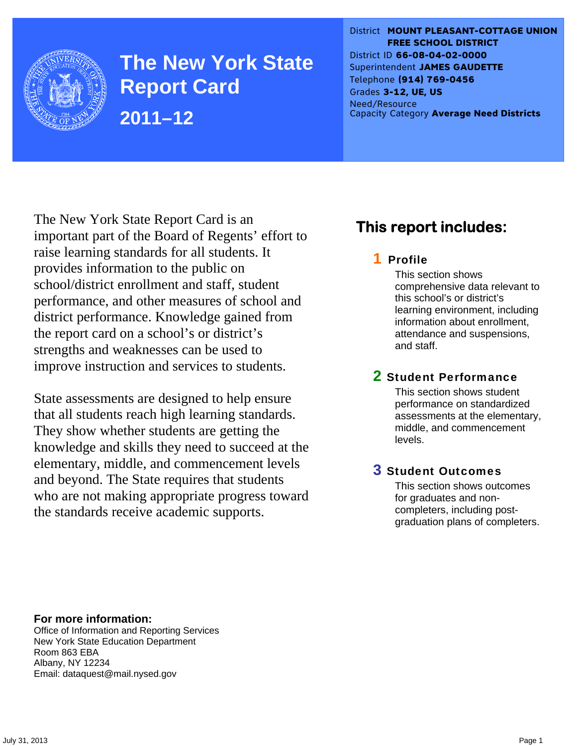# The New York State Report Card

## 2011–12

District **MOUNT PLEASANT-COTTAGE UNION FREE SCHOOL DISTRICT**
District ID **66-08-04-02-0000**
Superintendent **JAMES GAUDETTE**
Telephone **(914) 769-0456**
Grades **3-12, UE, US**
Need/Resource Capacity Category **Average Need Districts**

The New York State Report Card is an important part of the Board of Regents' effort to raise learning standards for all students. It provides information to the public on school/district enrollment and staff, student performance, and other measures of school and district performance. Knowledge gained from the report card on a school's or district's strengths and weaknesses can be used to improve instruction and services to students.

State assessments are designed to help ensure that all students reach high learning standards. They show whether students are getting the knowledge and skills they need to succeed at the elementary, middle, and commencement levels and beyond. The State requires that students who are not making appropriate progress toward the standards receive academic supports.

## This report includes:

**1 Profile**
This section shows comprehensive data relevant to this school's or district's learning environment, including information about enrollment, attendance and suspensions, and staff.

**2 Student Performance**
This section shows student performance on standardized assessments at the elementary, middle, and commencement levels.

**3 Student Outcomes**
This section shows outcomes for graduates and non-completers, including post-graduation plans of completers.

**For more information:**
Office of Information and Reporting Services
New York State Education Department
Room 863 EBA
Albany, NY 12234
Email: dataquest@mail.nysed.gov

July 31, 2013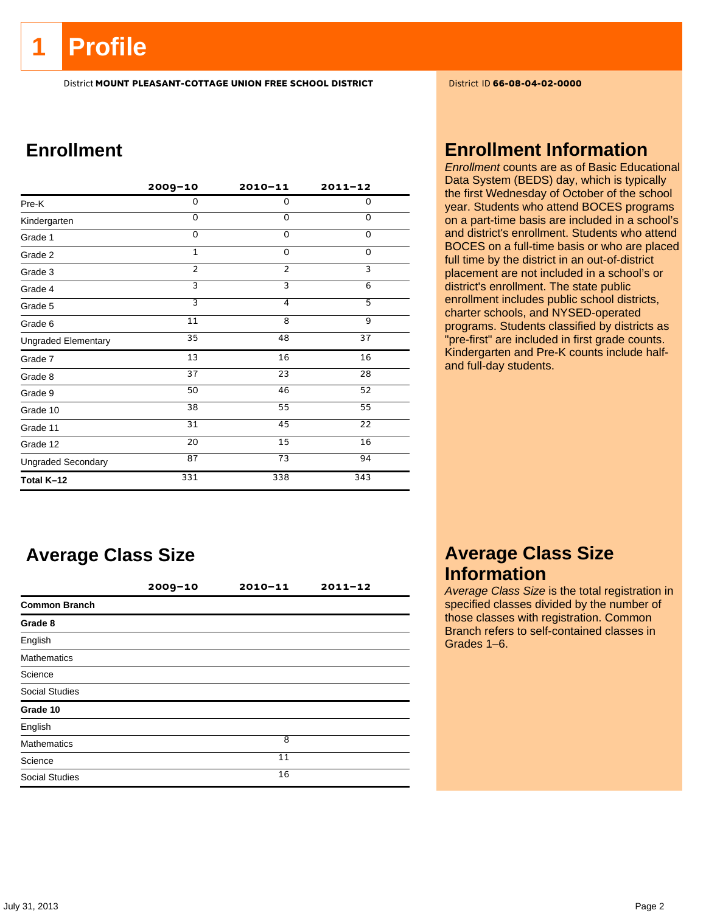# 1 Profile

District **MOUNT PLEASANT-COTTAGE UNION FREE SCHOOL DISTRICT**

District ID **66-08-04-02-0000**

## Enrollment

| | 2009–10 | 2010–11 | 2011–12 |
|---|---|---|---|
| Pre-K | 0 | 0 | 0 |
| Kindergarten | 0 | 0 | 0 |
| Grade 1 | 0 | 0 | 0 |
| Grade 2 | 1 | 0 | 0 |
| Grade 3 | 2 | 2 | 3 |
| Grade 4 | 3 | 3 | 6 |
| Grade 5 | 3 | 4 | 5 |
| Grade 6 | 11 | 8 | 9 |
| Ungraded Elementary | 35 | 48 | 37 |
| Grade 7 | 13 | 16 | 16 |
| Grade 8 | 37 | 23 | 28 |
| Grade 9 | 50 | 46 | 52 |
| Grade 10 | 38 | 55 | 55 |
| Grade 11 | 31 | 45 | 22 |
| Grade 12 | 20 | 15 | 16 |
| Ungraded Secondary | 87 | 73 | 94 |
| **Total K–12** | 331 | 338 | 343 |

## Enrollment Information

*Enrollment* counts are as of Basic Educational Data System (BEDS) day, which is typically the first Wednesday of October of the school year. Students who attend BOCES programs on a part-time basis are included in a school's and district's enrollment. Students who attend BOCES on a full-time basis or who are placed full time by the district in an out-of-district placement are not included in a school's or district's enrollment. The state public enrollment includes public school districts, charter schools, and NYSED-operated programs. Students classified by districts as "pre-first" are included in first grade counts. Kindergarten and Pre-K counts include half- and full-day students.

## Average Class Size

| | 2009–10 | 2010–11 | 2011–12 |
|---|---|---|---|
| **Common Branch** | | | |
| **Grade 8** | | | |
| English | | | |
| Mathematics | | | |
| Science | | | |
| Social Studies | | | |
| **Grade 10** | | | |
| English | | | |
| Mathematics | | 8 | |
| Science | | 11 | |
| Social Studies | | 16 | |

## Average Class Size Information

*Average Class Size* is the total registration in specified classes divided by the number of those classes with registration. Common Branch refers to self-contained classes in Grades 1–6.

July 31, 2013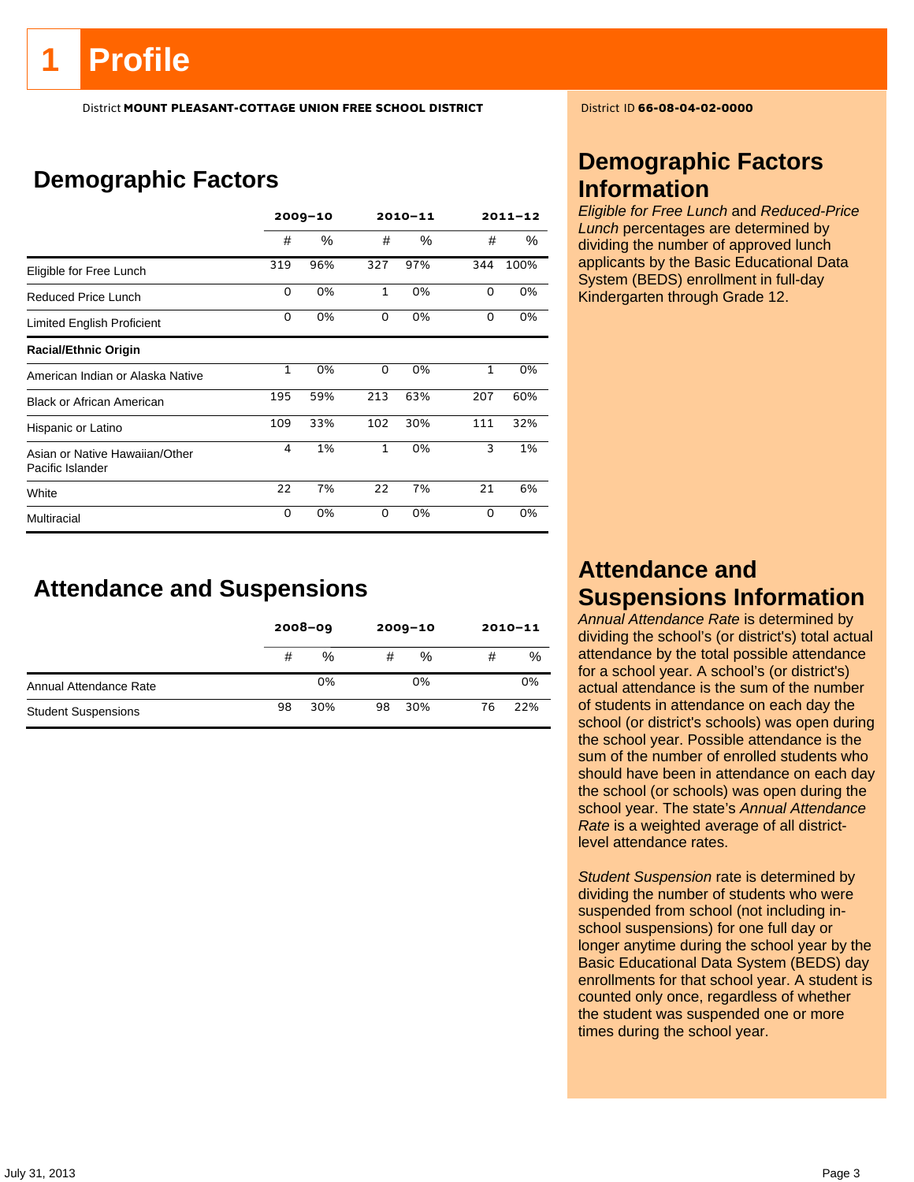# 1 Profile

District **MOUNT PLEASANT-COTTAGE UNION FREE SCHOOL DISTRICT**

District ID **66-08-04-02-0000**

## Demographic Factors

| | 2009–10 | | 2010–11 | | 2011–12 | |
|---|---|---|---|---|---|---|
| | # | % | # | % | # | % |
| Eligible for Free Lunch | 319 | 96% | 327 | 97% | 344 | 100% |
| Reduced Price Lunch | 0 | 0% | 1 | 0% | 0 | 0% |
| Limited English Proficient | 0 | 0% | 0 | 0% | 0 | 0% |
| **Racial/Ethnic Origin** | | | | | | |
| American Indian or Alaska Native | 1 | 0% | 0 | 0% | 1 | 0% |
| Black or African American | 195 | 59% | 213 | 63% | 207 | 60% |
| Hispanic or Latino | 109 | 33% | 102 | 30% | 111 | 32% |
| Asian or Native Hawaiian/Other Pacific Islander | 4 | 1% | 1 | 0% | 3 | 1% |
| White | 22 | 7% | 22 | 7% | 21 | 6% |
| Multiracial | 0 | 0% | 0 | 0% | 0 | 0% |

## Attendance and Suspensions

| | 2008–09 | | 2009–10 | | 2010–11 | |
|---|---|---|---|---|---|---|
| | # | % | # | % | # | % |
| Annual Attendance Rate | | 0% | | 0% | | 0% |
| Student Suspensions | 98 | 30% | 98 | 30% | 76 | 22% |

## Demographic Factors Information

*Eligible for Free Lunch* and *Reduced-Price Lunch* percentages are determined by dividing the number of approved lunch applicants by the Basic Educational Data System (BEDS) enrollment in full-day Kindergarten through Grade 12.

## Attendance and Suspensions Information

*Annual Attendance Rate* is determined by dividing the school's (or district's) total actual attendance by the total possible attendance for a school year. A school's (or district's) actual attendance is the sum of the number of students in attendance on each day the school (or district's schools) was open during the school year. Possible attendance is the sum of the number of enrolled students who should have been in attendance on each day the school (or schools) was open during the school year. The state's *Annual Attendance Rate* is a weighted average of all district-level attendance rates.

*Student Suspension* rate is determined by dividing the number of students who were suspended from school (not including in-school suspensions) for one full day or longer anytime during the school year by the Basic Educational Data System (BEDS) day enrollments for that school year. A student is counted only once, regardless of whether the student was suspended one or more times during the school year.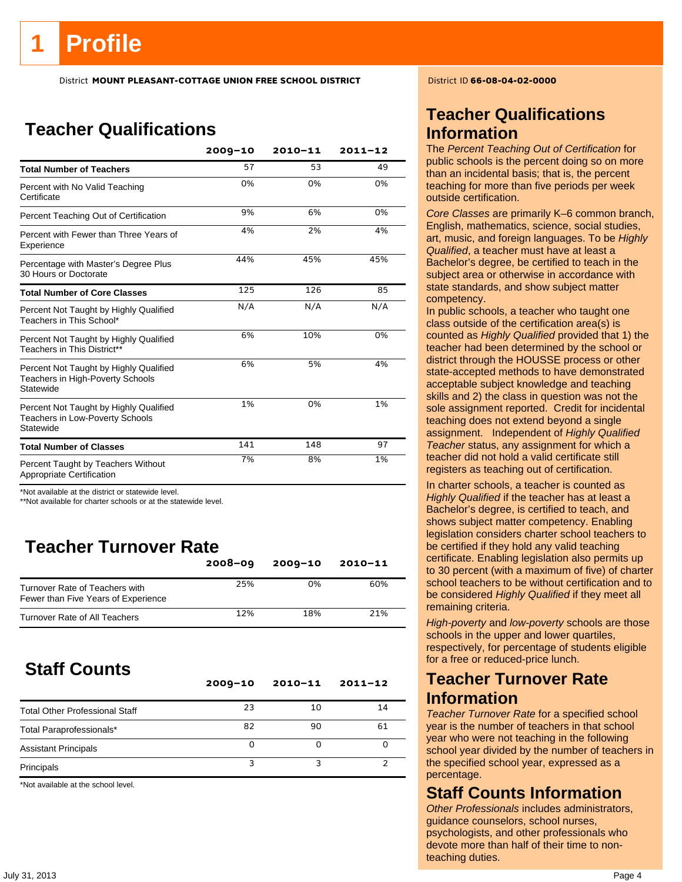# 1 Profile

District **MOUNT PLEASANT-COTTAGE UNION FREE SCHOOL DISTRICT**

District ID **66-08-04-02-0000**

## Teacher Qualifications

| | 2009–10 | 2010–11 | 2011–12 |
|---|---|---|---|
| **Total Number of Teachers** | 57 | 53 | 49 |
| Percent with No Valid Teaching Certificate | 0% | 0% | 0% |
| Percent Teaching Out of Certification | 9% | 6% | 0% |
| Percent with Fewer than Three Years of Experience | 4% | 2% | 4% |
| Percentage with Master's Degree Plus 30 Hours or Doctorate | 44% | 45% | 45% |
| **Total Number of Core Classes** | 125 | 126 | 85 |
| Percent Not Taught by Highly Qualified Teachers in This School* | N/A | N/A | N/A |
| Percent Not Taught by Highly Qualified Teachers in This District** | 6% | 10% | 0% |
| Percent Not Taught by Highly Qualified Teachers in High-Poverty Schools Statewide | 6% | 5% | 4% |
| Percent Not Taught by Highly Qualified Teachers in Low-Poverty Schools Statewide | 1% | 0% | 1% |
| **Total Number of Classes** | 141 | 148 | 97 |
| Percent Taught by Teachers Without Appropriate Certification | 7% | 8% | 1% |

*Not available at the district or statewide level.
**Not available for charter schools or at the statewide level.

## Teacher Turnover Rate

| | 2008–09 | 2009–10 | 2010–11 |
|---|---|---|---|
| Turnover Rate of Teachers with Fewer than Five Years of Experience | 25% | 0% | 60% |
| Turnover Rate of All Teachers | 12% | 18% | 21% |

## Staff Counts

| | 2009–10 | 2010–11 | 2011–12 |
|---|---|---|---|
| Total Other Professional Staff | 23 | 10 | 14 |
| Total Paraprofessionals* | 82 | 90 | 61 |
| Assistant Principals | 0 | 0 | 0 |
| Principals | 3 | 3 | 2 |

*Not available at the school level.

## Teacher Qualifications Information

The *Percent Teaching Out of Certification* for public schools is the percent doing so on more than an incidental basis; that is, the percent teaching for more than five periods per week outside certification.

*Core Classes* are primarily K–6 common branch, English, mathematics, science, social studies, art, music, and foreign languages. To be *Highly Qualified*, a teacher must have at least a Bachelor's degree, be certified to teach in the subject area or otherwise in accordance with state standards, and show subject matter competency.

In public schools, a teacher who taught one class outside of the certification area(s) is counted as *Highly Qualified* provided that 1) the teacher had been determined by the school or district through the HOUSSE process or other state-accepted methods to have demonstrated acceptable subject knowledge and teaching skills and 2) the class in question was not the sole assignment reported. Credit for incidental teaching does not extend beyond a single assignment. Independent of *Highly Qualified Teacher* status, any assignment for which a teacher did not hold a valid certificate still registers as teaching out of certification.

In charter schools, a teacher is counted as *Highly Qualified* if the teacher has at least a Bachelor's degree, is certified to teach, and shows subject matter competency. Enabling legislation considers charter school teachers to be certified if they hold any valid teaching certificate. Enabling legislation also permits up to 30 percent (with a maximum of five) of charter school teachers to be without certification and to be considered *Highly Qualified* if they meet all remaining criteria.

*High-poverty* and *low-poverty* schools are those schools in the upper and lower quartiles, respectively, for percentage of students eligible for a free or reduced-price lunch.

## Teacher Turnover Rate Information

*Teacher Turnover Rate* for a specified school year is the number of teachers in that school year who were not teaching in the following school year divided by the number of teachers in the specified school year, expressed as a percentage.

## Staff Counts Information

*Other Professionals* includes administrators, guidance counselors, school nurses, psychologists, and other professionals who devote more than half of their time to non-teaching duties.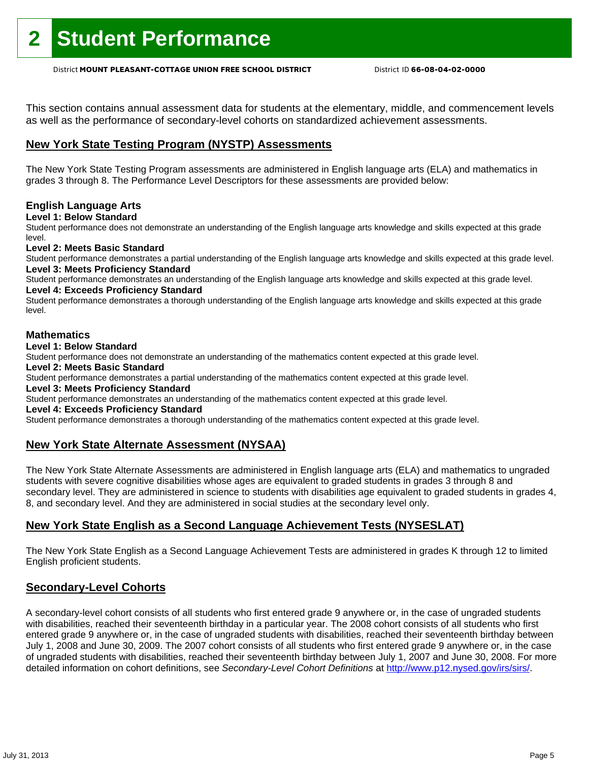# 2 Student Performance

District **MOUNT PLEASANT-COTTAGE UNION FREE SCHOOL DISTRICT** District ID **66-08-04-02-0000**

This section contains annual assessment data for students at the elementary, middle, and commencement levels as well as the performance of secondary-level cohorts on standardized achievement assessments.

## New York State Testing Program (NYSTP) Assessments

The New York State Testing Program assessments are administered in English language arts (ELA) and mathematics in grades 3 through 8. The Performance Level Descriptors for these assessments are provided below:

### English Language Arts

**Level 1: Below Standard**
Student performance does not demonstrate an understanding of the English language arts knowledge and skills expected at this grade level.

**Level 2: Meets Basic Standard**
Student performance demonstrates a partial understanding of the English language arts knowledge and skills expected at this grade level.

**Level 3: Meets Proficiency Standard**
Student performance demonstrates an understanding of the English language arts knowledge and skills expected at this grade level.

**Level 4: Exceeds Proficiency Standard**
Student performance demonstrates a thorough understanding of the English language arts knowledge and skills expected at this grade level.

### Mathematics

**Level 1: Below Standard**
Student performance does not demonstrate an understanding of the mathematics content expected at this grade level.

**Level 2: Meets Basic Standard**
Student performance demonstrates a partial understanding of the mathematics content expected at this grade level.

**Level 3: Meets Proficiency Standard**
Student performance demonstrates an understanding of the mathematics content expected at this grade level.

**Level 4: Exceeds Proficiency Standard**
Student performance demonstrates a thorough understanding of the mathematics content expected at this grade level.

## New York State Alternate Assessment (NYSAA)

The New York State Alternate Assessments are administered in English language arts (ELA) and mathematics to ungraded students with severe cognitive disabilities whose ages are equivalent to graded students in grades 3 through 8 and secondary level. They are administered in science to students with disabilities age equivalent to graded students in grades 4, 8, and secondary level. And they are administered in social studies at the secondary level only.

## New York State English as a Second Language Achievement Tests (NYSESLAT)

The New York State English as a Second Language Achievement Tests are administered in grades K through 12 to limited English proficient students.

## Secondary-Level Cohorts

A secondary-level cohort consists of all students who first entered grade 9 anywhere or, in the case of ungraded students with disabilities, reached their seventeenth birthday in a particular year. The 2008 cohort consists of all students who first entered grade 9 anywhere or, in the case of ungraded students with disabilities, reached their seventeenth birthday between July 1, 2008 and June 30, 2009. The 2007 cohort consists of all students who first entered grade 9 anywhere or, in the case of ungraded students with disabilities, reached their seventeenth birthday between July 1, 2007 and June 30, 2008. For more detailed information on cohort definitions, see *Secondary-Level Cohort Definitions* at http://www.p12.nysed.gov/irs/sirs/.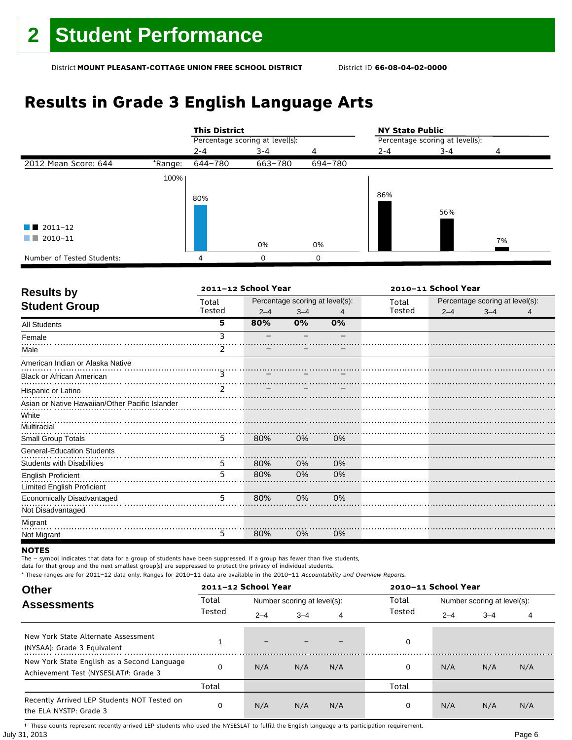# 2 Student Performance

District **MOUNT PLEASANT-COTTAGE UNION FREE SCHOOL DISTRICT** District ID **66-08-04-02-0000**

## Results in Grade 3 English Language Arts

| | | This District | | | NY State Public | | |
|---|---|---|---|---|---|---|---|
| | | Percentage scoring at level(s): | | | Percentage scoring at level(s): | | |
| | | 2-4 | 3-4 | 4 | 2-4 | 3-4 | 4 |
| 2012 Mean Score: 644 | *Range: | 644–780 | 663–780 | 694–780 | | | |
| 2011–12 | | 80% | 0% | 0% | 86% | 56% | 7% |
| Number of Tested Students: | | 4 | 0 | 0 | | | |

### Results by Student Group

| | 2011–12 School Year | | | | 2010–11 School Year | | | |
|---|---|---|---|---|---|---|---|---|
| | Total Tested | Percentage scoring at level(s): 2–4 | 3–4 | 4 | Total Tested | Percentage scoring at level(s): 2–4 | 3–4 | 4 |
| **All Students** | **5** | **80%** | **0%** | **0%** | | | | |
| Female | 3 | – | – | – | | | | |
| Male | 2 | – | – | – | | | | |
| American Indian or Alaska Native | | | | | | | | |
| Black or African American | 3 | – | – | – | | | | |
| Hispanic or Latino | 2 | – | – | – | | | | |
| Asian or Native Hawaiian/Other Pacific Islander | | | | | | | | |
| White | | | | | | | | |
| Multiracial | | | | | | | | |
| Small Group Totals | 5 | 80% | 0% | 0% | | | | |
| General-Education Students | | | | | | | | |
| Students with Disabilities | 5 | 80% | 0% | 0% | | | | |
| English Proficient | 5 | 80% | 0% | 0% | | | | |
| Limited English Proficient | | | | | | | | |
| Economically Disadvantaged | 5 | 80% | 0% | 0% | | | | |
| Not Disadvantaged | | | | | | | | |
| Migrant | | | | | | | | |
| Not Migrant | 5 | 80% | 0% | 0% | | | | |

**NOTES**

The – symbol indicates that data for a group of students have been suppressed. If a group has fewer than five students, data for that group and the next smallest group(s) are suppressed to protect the privacy of individual students.

\* These ranges are for 2011–12 data only. Ranges for 2010–11 data are available in the 2010–11 *Accountability and Overview Reports*.

### Other Assessments

| | 2011–12 School Year | | | | 2010–11 School Year | | | |
|---|---|---|---|---|---|---|---|---|
| | Total Tested | Number scoring at level(s): 2–4 | 3–4 | 4 | Total Tested | Number scoring at level(s): 2–4 | 3–4 | 4 |
| New York State Alternate Assessment (NYSAA): Grade 3 Equivalent | 1 | – | – | – | 0 | | | |
| New York State English as a Second Language Achievement Test (NYSESLAT)†: Grade 3 | 0 | N/A | N/A | N/A | 0 | N/A | N/A | N/A |
| | Total | | | | Total | | | |
| Recently Arrived LEP Students NOT Tested on the ELA NYSTP: Grade 3 | 0 | N/A | N/A | N/A | 0 | N/A | N/A | N/A |

† These counts represent recently arrived LEP students who used the NYSESLAT to fulfill the English language arts participation requirement.

July 31, 2013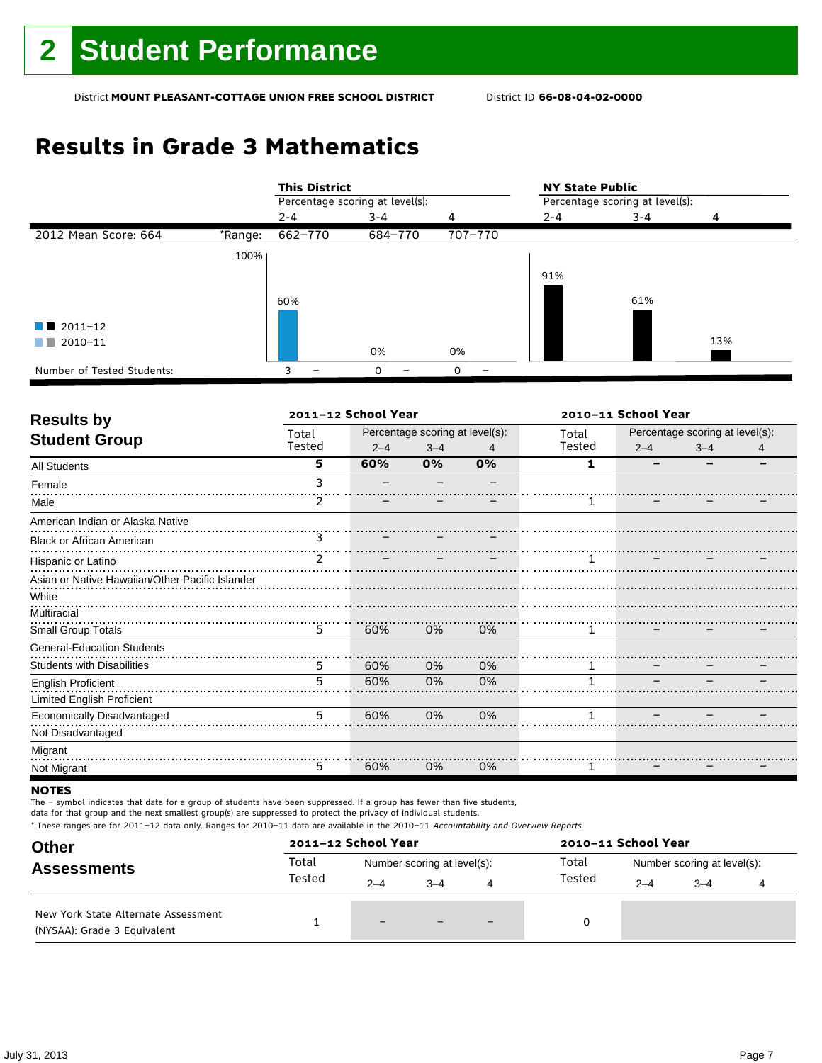# 2 Student Performance

District **MOUNT PLEASANT-COTTAGE UNION FREE SCHOOL DISTRICT** District ID **66-08-04-02-0000**

## Results in Grade 3 Mathematics

| | | This District | | | NY State Public | | |
|---|---|---|---|---|---|---|---|
| | | Percentage scoring at level(s): | | | Percentage scoring at level(s): | | |
| | | 2-4 | 3-4 | 4 | 2-4 | 3-4 | 4 |
| 2012 Mean Score: 664 | *Range: | 662–770 | 684–770 | 707–770 | | | |
| 2011–12 | | 60% | 0% | 0% | 91% | 61% | 13% |
| 2010–11 | | – | – | – | | | |
| Number of Tested Students: | | 3 – | 0 – | 0 – | | | |

## Results by Student Group

| | 2011–12 School Year | | | | 2010–11 School Year | | | |
|---|---|---|---|---|---|---|---|---|
| | Total Tested | Percentage scoring at level(s): 2–4 | 3–4 | 4 | Total Tested | Percentage scoring at level(s): 2–4 | 3–4 | 4 |
| **All Students** | **5** | **60%** | **0%** | **0%** | **1** | **–** | **–** | **–** |
| Female | 3 | – | – | – | | | | |
| Male | 2 | – | – | – | 1 | – | – | – |
| American Indian or Alaska Native | | | | | | | | |
| Black or African American | 3 | – | – | – | | | | |
| Hispanic or Latino | 2 | – | – | – | 1 | – | – | – |
| Asian or Native Hawaiian/Other Pacific Islander | | | | | | | | |
| White | | | | | | | | |
| Multiracial | | | | | | | | |
| Small Group Totals | 5 | 60% | 0% | 0% | 1 | – | – | – |
| General-Education Students | | | | | | | | |
| Students with Disabilities | 5 | 60% | 0% | 0% | 1 | – | – | – |
| English Proficient | 5 | 60% | 0% | 0% | 1 | – | – | – |
| Limited English Proficient | | | | | | | | |
| Economically Disadvantaged | 5 | 60% | 0% | 0% | 1 | – | – | – |
| Not Disadvantaged | | | | | | | | |
| Migrant | | | | | | | | |
| Not Migrant | 5 | 60% | 0% | 0% | 1 | – | – | – |

**NOTES**

The – symbol indicates that data for a group of students have been suppressed. If a group has fewer than five students, data for that group and the next smallest group(s) are suppressed to protect the privacy of individual students.

\* These ranges are for 2011–12 data only. Ranges for 2010–11 data are available in the 2010–11 *Accountability and Overview Reports*.

## Other Assessments

| | 2011–12 School Year | | | | 2010–11 School Year | | | |
|---|---|---|---|---|---|---|---|---|
| | Total Tested | Number scoring at level(s): 2–4 | 3–4 | 4 | Total Tested | Number scoring at level(s): 2–4 | 3–4 | 4 |
| New York State Alternate Assessment (NYSAA): Grade 3 Equivalent | 1 | – | – | – | 0 | | | |

July 31, 2013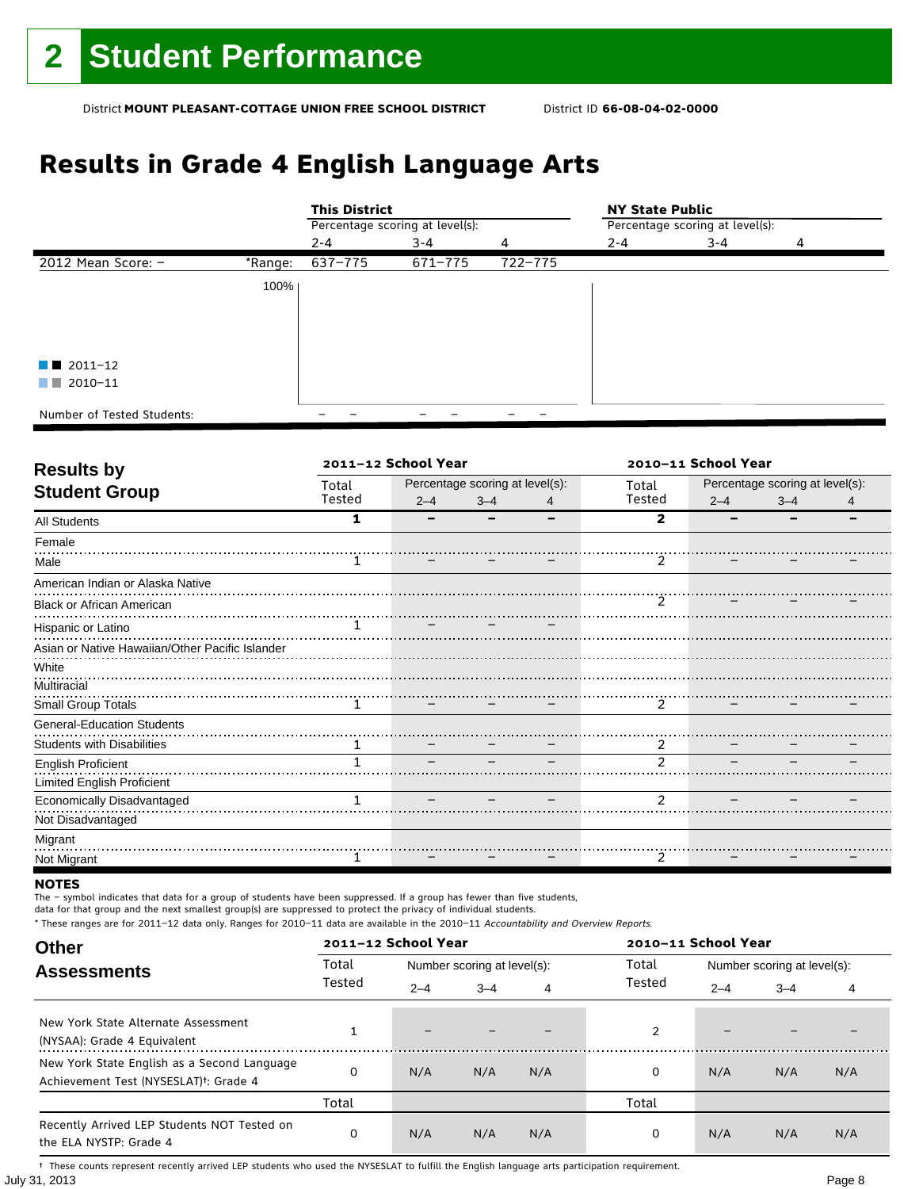# 2 Student Performance

District **MOUNT PLEASANT-COTTAGE UNION FREE SCHOOL DISTRICT** District ID **66-08-04-02-0000**

## Results in Grade 4 English Language Arts

| | | This District | | | NY State Public | | |
|---|---|---|---|---|---|---|---|
| | | Percentage scoring at level(s): | | | Percentage scoring at level(s): | | |
| | | 2-4 | 3-4 | 4 | 2-4 | 3-4 | 4 |
| 2012 Mean Score: – | *Range: | 637–775 | 671–775 | 722–775 | | | |

100%

■ 2011–12
■ 2010–11

| Number of Tested Students: | – – | – – | – – |
|---|---|---|---|

## Results by Student Group

| | 2011–12 School Year | | | | 2010–11 School Year | | | |
|---|---|---|---|---|---|---|---|---|
| | Total Tested | Percentage scoring at level(s): | | | Total Tested | Percentage scoring at level(s): | | |
| | | 2–4 | 3–4 | 4 | | 2–4 | 3–4 | 4 |
| **All Students** | **1** | **–** | **–** | **–** | **2** | **–** | **–** | **–** |
| Female | | | | | | | | |
| Male | 1 | – | – | – | 2 | – | – | – |
| American Indian or Alaska Native | | | | | | | | |
| Black or African American | | | | | 2 | – | – | – |
| Hispanic or Latino | 1 | – | – | – | | | | |
| Asian or Native Hawaiian/Other Pacific Islander | | | | | | | | |
| White | | | | | | | | |
| Multiracial | | | | | | | | |
| Small Group Totals | 1 | – | – | – | 2 | – | – | – |
| General-Education Students | | | | | | | | |
| Students with Disabilities | 1 | – | – | – | 2 | – | – | – |
| English Proficient | 1 | – | – | – | 2 | – | – | – |
| Limited English Proficient | | | | | | | | |
| Economically Disadvantaged | 1 | – | – | – | 2 | – | – | – |
| Not Disadvantaged | | | | | | | | |
| Migrant | | | | | | | | |
| Not Migrant | 1 | – | – | – | 2 | – | – | – |

**NOTES**

The – symbol indicates that data for a group of students have been suppressed. If a group has fewer than five students, data for that group and the next smallest group(s) are suppressed to protect the privacy of individual students.

\* These ranges are for 2011–12 data only. Ranges for 2010–11 data are available in the 2010–11 *Accountability and Overview Reports.*

## Other Assessments

| | 2011–12 School Year | | | | 2010–11 School Year | | | |
|---|---|---|---|---|---|---|---|---|
| | Total Tested | Number scoring at level(s): | | | Total Tested | Number scoring at level(s): | | |
| | | 2–4 | 3–4 | 4 | | 2–4 | 3–4 | 4 |
| New York State Alternate Assessment (NYSAA): Grade 4 Equivalent | 1 | – | – | – | 2 | – | – | – |
| New York State English as a Second Language Achievement Test (NYSESLAT)†: Grade 4 | 0 | N/A | N/A | N/A | 0 | N/A | N/A | N/A |
| | Total | | | | Total | | | |
| Recently Arrived LEP Students NOT Tested on the ELA NYSTP: Grade 4 | 0 | N/A | N/A | N/A | 0 | N/A | N/A | N/A |

† These counts represent recently arrived LEP students who used the NYSESLAT to fulfill the English language arts participation requirement.

July 31, 2013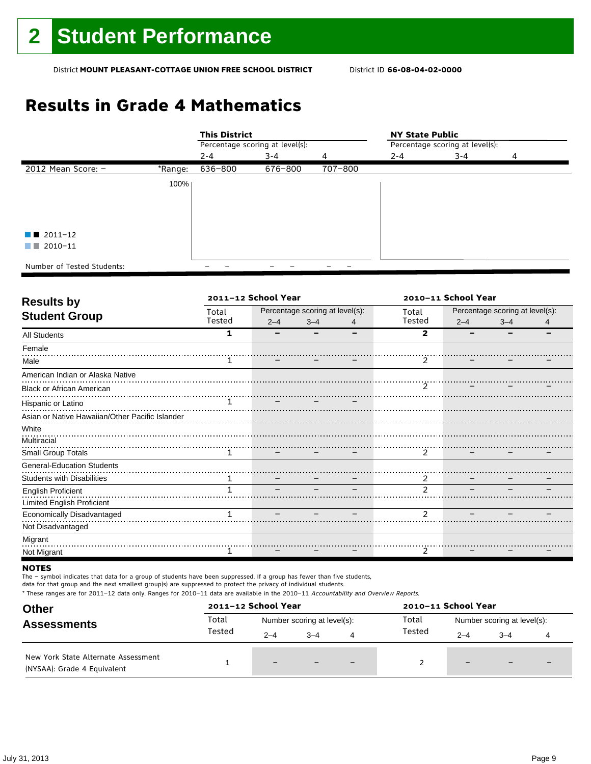# 2 Student Performance

District **MOUNT PLEASANT-COTTAGE UNION FREE SCHOOL DISTRICT** District ID **66-08-04-02-0000**

## Results in Grade 4 Mathematics

| | | This District | | | NY State Public | | |
|---|---|---|---|---|---|---|---|
| | | Percentage scoring at level(s): | | | Percentage scoring at level(s): | | |
| | | 2-4 | 3-4 | 4 | 2-4 | 3-4 | 4 |
| 2012 Mean Score: – | *Range: | 636–800 | 676–800 | 707–800 | | | |

100%

■■ 2011–12
■■ 2010–11

| Number of Tested Students: | – – | – – | – – |
|---|---|---|---|

## Results by Student Group

| | 2011–12 School Year | | | | 2010–11 School Year | | | |
|---|---|---|---|---|---|---|---|---|
| | Total Tested | Percentage scoring at level(s): 2–4 | 3–4 | 4 | Total Tested | Percentage scoring at level(s): 2–4 | 3–4 | 4 |
| **All Students** | **1** | **–** | **–** | **–** | **2** | **–** | **–** | **–** |
| Female | | | | | | | | |
| Male | 1 | – | – | – | 2 | – | – | – |
| American Indian or Alaska Native | | | | | | | | |
| Black or African American | | | | | 2 | – | – | – |
| Hispanic or Latino | 1 | – | – | – | | | | |
| Asian or Native Hawaiian/Other Pacific Islander | | | | | | | | |
| White | | | | | | | | |
| Multiracial | | | | | | | | |
| Small Group Totals | 1 | – | – | – | 2 | – | – | – |
| General-Education Students | | | | | | | | |
| Students with Disabilities | 1 | – | – | – | 2 | – | – | – |
| English Proficient | 1 | – | – | – | 2 | – | – | – |
| Limited English Proficient | | | | | | | | |
| Economically Disadvantaged | 1 | – | – | – | 2 | – | – | – |
| Not Disadvantaged | | | | | | | | |
| Migrant | | | | | | | | |
| Not Migrant | 1 | – | – | – | 2 | – | – | – |

**NOTES**

The – symbol indicates that data for a group of students have been suppressed. If a group has fewer than five students, data for that group and the next smallest group(s) are suppressed to protect the privacy of individual students.

* These ranges are for 2011–12 data only. Ranges for 2010–11 data are available in the 2010–11 *Accountability and Overview Reports*.

## Other Assessments

| | 2011–12 School Year | | | | 2010–11 School Year | | | |
|---|---|---|---|---|---|---|---|---|
| | Total Tested | Number scoring at level(s): 2–4 | 3–4 | 4 | Total Tested | Number scoring at level(s): 2–4 | 3–4 | 4 |
| New York State Alternate Assessment (NYSAA): Grade 4 Equivalent | 1 | – | – | – | 2 | – | – | – |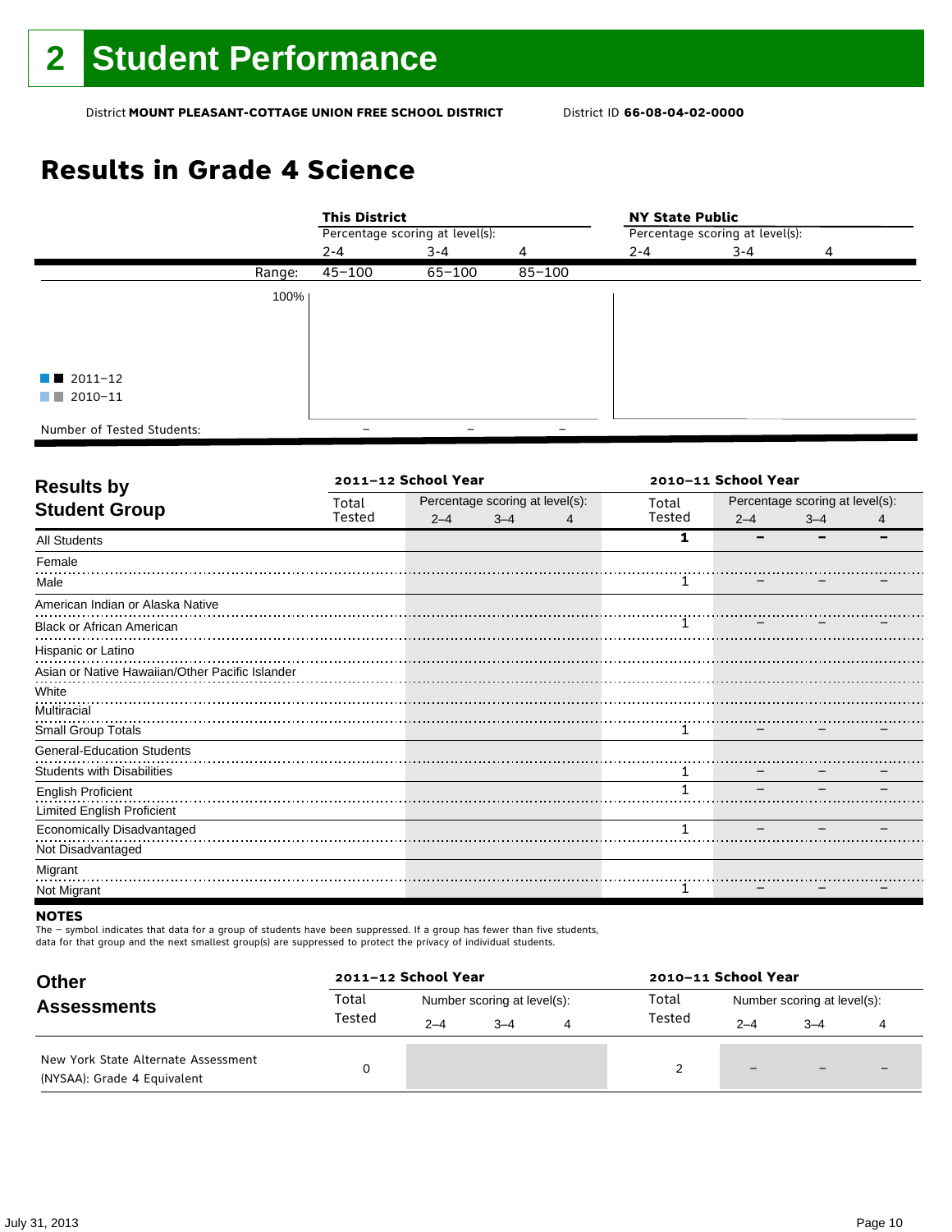# 2 Student Performance

District **MOUNT PLEASANT-COTTAGE UNION FREE SCHOOL DISTRICT** District ID **66-08-04-02-0000**

## Results in Grade 4 Science

| | This District | | | NY State Public | | |
|---|---|---|---|---|---|---|
| | Percentage scoring at level(s): | | | Percentage scoring at level(s): | | |
| | 2-4 | 3-4 | 4 | 2-4 | 3-4 | 4 |
| Range: | 45–100 | 65–100 | 85–100 | | | |
| Number of Tested Students: | – | – | – | | | |

100%

2011–12
2010–11

### Results by Student Group

| | 2011–12 School Year | | | | 2010–11 School Year | | | |
|---|---|---|---|---|---|---|---|---|
| | Total Tested | Percentage scoring at level(s): | | | Total Tested | Percentage scoring at level(s): | | |
| | | 2–4 | 3–4 | 4 | | 2–4 | 3–4 | 4 |
| All Students | | | | | **1** | **–** | **–** | **–** |
| Female | | | | | | | | |
| Male | | | | | 1 | – | – | – |
| American Indian or Alaska Native | | | | | | | | |
| Black or African American | | | | | 1 | – | – | – |
| Hispanic or Latino | | | | | | | | |
| Asian or Native Hawaiian/Other Pacific Islander | | | | | | | | |
| White | | | | | | | | |
| Multiracial | | | | | | | | |
| Small Group Totals | | | | | 1 | – | – | – |
| General-Education Students | | | | | | | | |
| Students with Disabilities | | | | | 1 | – | – | – |
| English Proficient | | | | | 1 | – | – | – |
| Limited English Proficient | | | | | | | | |
| Economically Disadvantaged | | | | | 1 | – | – | – |
| Not Disadvantaged | | | | | | | | |
| Migrant | | | | | | | | |
| Not Migrant | | | | | 1 | – | – | – |

**NOTES**

The – symbol indicates that data for a group of students have been suppressed. If a group has fewer than five students, data for that group and the next smallest group(s) are suppressed to protect the privacy of individual students.

### Other Assessments

| | 2011–12 School Year | | | | 2010–11 School Year | | | |
|---|---|---|---|---|---|---|---|---|
| | Total Tested | Number scoring at level(s): | | | Total Tested | Number scoring at level(s): | | |
| | | 2–4 | 3–4 | 4 | | 2–4 | 3–4 | 4 |
| New York State Alternate Assessment (NYSAA): Grade 4 Equivalent | 0 | | | | 2 | – | – | – |

July 31, 2013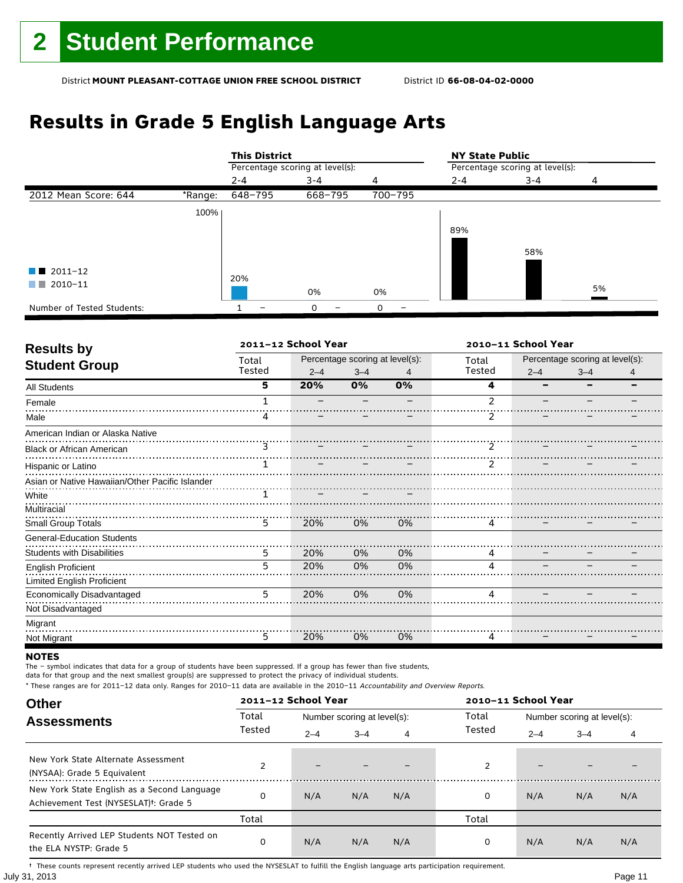# 2 Student Performance

District **MOUNT PLEASANT-COTTAGE UNION FREE SCHOOL DISTRICT** District ID **66-08-04-02-0000**

## Results in Grade 5 English Language Arts

| | | This District | | | NY State Public | | |
|---|---|---|---|---|---|---|---|
| | | Percentage scoring at level(s): | | | Percentage scoring at level(s): | | |
| | | 2-4 | 3-4 | 4 | 2-4 | 3-4 | 4 |
| 2012 Mean Score: 644 | *Range: | 648–795 | 668–795 | 700–795 | | | |
| 2011–12 | | 20% | 0% | 0% | 89% | 58% | 5% |
| Number of Tested Students: | | 1 – | 0 – | 0 – | | | |

Legend: 2011–12, 2010–11

## Results by Student Group

| | 2011–12 School Year | | | | 2010–11 School Year | | | |
|---|---|---|---|---|---|---|---|---|
| | Total Tested | Percentage scoring at level(s): 2–4 | 3–4 | 4 | Total Tested | Percentage scoring at level(s): 2–4 | 3–4 | 4 |
| All Students | **5** | **20%** | **0%** | **0%** | **4** | **–** | **–** | **–** |
| Female | 1 | – | – | – | 2 | – | – | – |
| Male | 4 | – | – | – | 2 | – | – | – |
| American Indian or Alaska Native | | | | | | | | |
| Black or African American | 3 | – | – | – | 2 | – | – | – |
| Hispanic or Latino | 1 | – | – | – | 2 | – | – | – |
| Asian or Native Hawaiian/Other Pacific Islander | | | | | | | | |
| White | 1 | – | – | – | | | | |
| Multiracial | | | | | | | | |
| Small Group Totals | 5 | 20% | 0% | 0% | 4 | – | – | – |
| General-Education Students | | | | | | | | |
| Students with Disabilities | 5 | 20% | 0% | 0% | 4 | – | – | – |
| English Proficient | 5 | 20% | 0% | 0% | 4 | – | – | – |
| Limited English Proficient | | | | | | | | |
| Economically Disadvantaged | 5 | 20% | 0% | 0% | 4 | – | – | – |
| Not Disadvantaged | | | | | | | | |
| Migrant | | | | | | | | |
| Not Migrant | 5 | 20% | 0% | 0% | 4 | – | – | – |

**NOTES**

The – symbol indicates that data for a group of students have been suppressed. If a group has fewer than five students, data for that group and the next smallest group(s) are suppressed to protect the privacy of individual students.

\* These ranges are for 2011–12 data only. Ranges for 2010–11 data are available in the 2010–11 *Accountability and Overview Reports*.

## Other Assessments

| | 2011–12 School Year | | | | 2010–11 School Year | | | |
|---|---|---|---|---|---|---|---|---|
| | Total Tested | Number scoring at level(s): 2–4 | 3–4 | 4 | Total Tested | Number scoring at level(s): 2–4 | 3–4 | 4 |
| New York State Alternate Assessment (NYSAA): Grade 5 Equivalent | 2 | – | – | – | 2 | – | – | – |
| New York State English as a Second Language Achievement Test (NYSESLAT)†: Grade 5 | 0 | N/A | N/A | N/A | 0 | N/A | N/A | N/A |
| | Total | | | | Total | | | |
| Recently Arrived LEP Students NOT Tested on the ELA NYSTP: Grade 5 | 0 | N/A | N/A | N/A | 0 | N/A | N/A | N/A |

† These counts represent recently arrived LEP students who used the NYSESLAT to fulfill the English language arts participation requirement.

July 31, 2013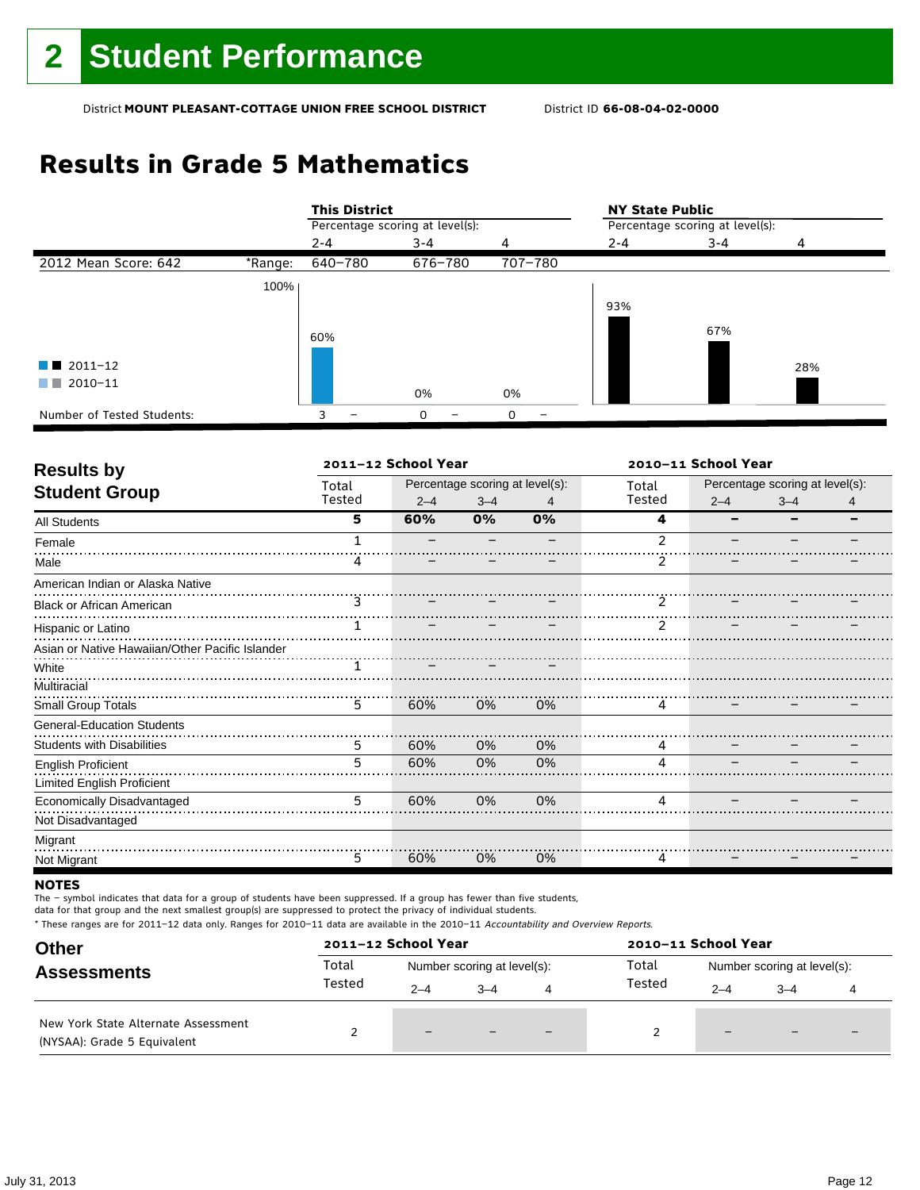# 2 Student Performance

District **MOUNT PLEASANT-COTTAGE UNION FREE SCHOOL DISTRICT** District ID **66-08-04-02-0000**

## Results in Grade 5 Mathematics

| | This District | | | NY State Public | | |
|---|---|---|---|---|---|---|
| | Percentage scoring at level(s): | | | Percentage scoring at level(s): | | |
| | 2-4 | 3-4 | 4 | 2-4 | 3-4 | 4 |
| 2012 Mean Score: 642 *Range: | 640–780 | 676–780 | 707–780 | | | |
| 2011–12 | 60% | 0% | 0% | 93% | 67% | 28% |
| 2010–11 | – | – | – | | | |
| Number of Tested Students: | 3 – | 0 – | 0 – | | | |

| Results by Student Group | 2011–12 School Year | | | | 2010–11 School Year | | | |
|---|---|---|---|---|---|---|---|---|
| | Total Tested | Percentage scoring at level(s): 2–4 | 3–4 | 4 | Total Tested | Percentage scoring at level(s): 2–4 | 3–4 | 4 |
| **All Students** | **5** | **60%** | **0%** | **0%** | **4** | **–** | **–** | **–** |
| Female | 1 | – | – | – | 2 | – | – | – |
| Male | 4 | – | – | – | 2 | – | – | – |
| American Indian or Alaska Native | | | | | | | | |
| Black or African American | 3 | – | – | – | 2 | – | – | – |
| Hispanic or Latino | 1 | – | – | – | 2 | – | – | – |
| Asian or Native Hawaiian/Other Pacific Islander | | | | | | | | |
| White | 1 | – | – | – | | | | |
| Multiracial | | | | | | | | |
| Small Group Totals | 5 | 60% | 0% | 0% | 4 | – | – | – |
| General-Education Students | | | | | | | | |
| Students with Disabilities | 5 | 60% | 0% | 0% | 4 | – | – | – |
| English Proficient | 5 | 60% | 0% | 0% | 4 | – | – | – |
| Limited English Proficient | | | | | | | | |
| Economically Disadvantaged | 5 | 60% | 0% | 0% | 4 | – | – | – |
| Not Disadvantaged | | | | | | | | |
| Migrant | | | | | | | | |
| Not Migrant | 5 | 60% | 0% | 0% | 4 | – | – | – |

**NOTES**

The – symbol indicates that data for a group of students have been suppressed. If a group has fewer than five students, data for that group and the next smallest group(s) are suppressed to protect the privacy of individual students.

* These ranges are for 2011–12 data only. Ranges for 2010–11 data are available in the 2010–11 *Accountability and Overview Reports*.

| Other Assessments | 2011–12 School Year | | | | 2010–11 School Year | | | |
|---|---|---|---|---|---|---|---|---|
| | Total Tested | Number scoring at level(s): 2–4 | 3–4 | 4 | Total Tested | Number scoring at level(s): 2–4 | 3–4 | 4 |
| New York State Alternate Assessment (NYSAA): Grade 5 Equivalent | 2 | – | – | – | 2 | – | – | – |

July 31, 2013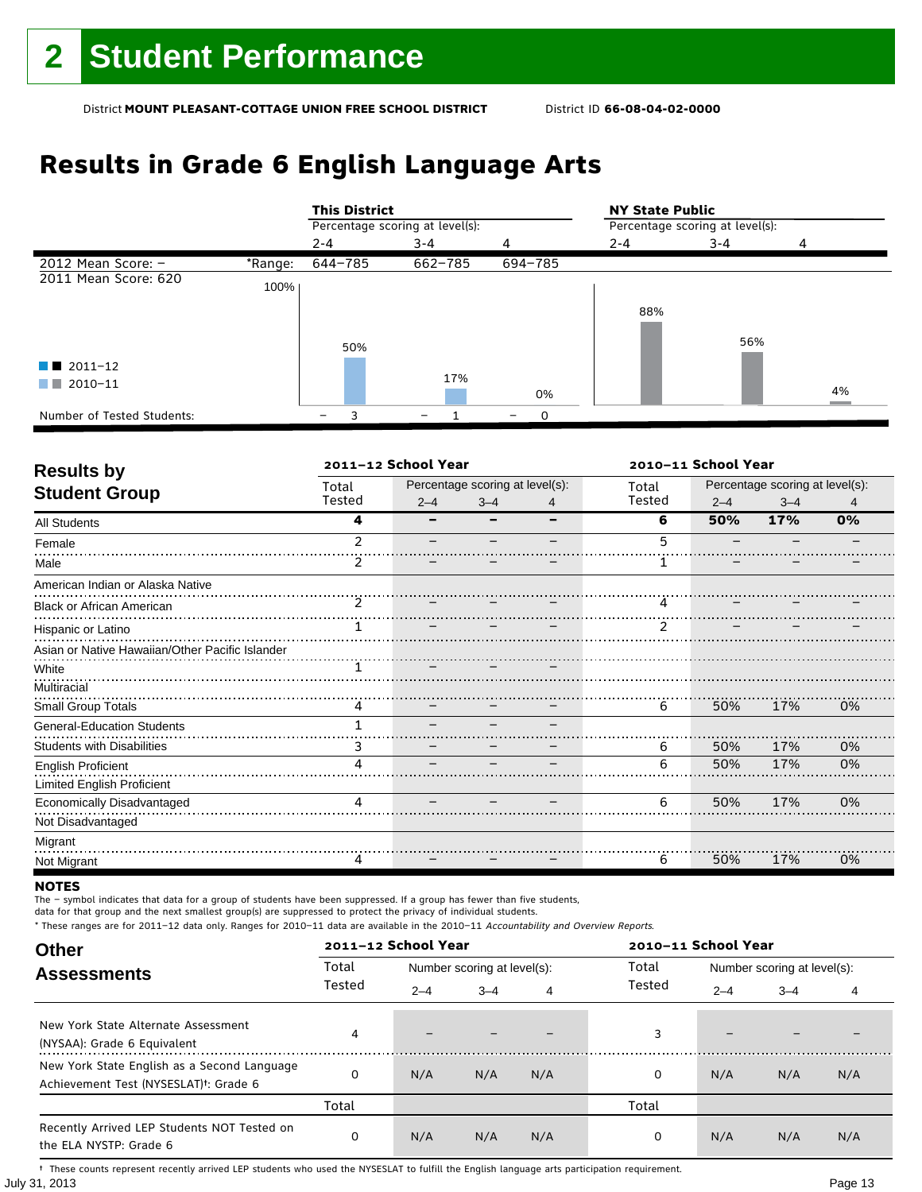# 2 Student Performance

District **MOUNT PLEASANT-COTTAGE UNION FREE SCHOOL DISTRICT** District ID **66-08-04-02-0000**

## Results in Grade 6 English Language Arts

| | | This District | | | NY State Public | | |
|---|---|---|---|---|---|---|---|
| | | Percentage scoring at level(s): | | | Percentage scoring at level(s): | | |
| | | 2-4 | 3-4 | 4 | 2-4 | 3-4 | 4 |
| 2012 Mean Score: – | *Range: | 644–785 | 662–785 | 694–785 | | | |
| 2011 Mean Score: 620 | | | | | | | |
| 2011–12 | | – | – | – | | | |
| 2010–11 | | 50% | 17% | 0% | 88% | 56% | 4% |
| Number of Tested Students: | | – 3 | – 1 | – 0 | | | |

## Results by Student Group

| | 2011–12 School Year | | | | 2010–11 School Year | | | |
|---|---|---|---|---|---|---|---|---|
| | Total Tested | Percentage scoring at level(s): 2–4 | 3–4 | 4 | Total Tested | Percentage scoring at level(s): 2–4 | 3–4 | 4 |
| **All Students** | **4** | **–** | **–** | **–** | **6** | **50%** | **17%** | **0%** |
| Female | 2 | – | – | – | 5 | – | – | – |
| Male | 2 | – | – | – | 1 | – | – | – |
| American Indian or Alaska Native | | | | | | | | |
| Black or African American | 2 | – | – | – | 4 | – | – | – |
| Hispanic or Latino | 1 | – | – | – | 2 | – | – | – |
| Asian or Native Hawaiian/Other Pacific Islander | | | | | | | | |
| White | 1 | – | – | – | | | | |
| Multiracial | | | | | | | | |
| Small Group Totals | 4 | – | – | – | 6 | 50% | 17% | 0% |
| General-Education Students | 1 | – | – | – | | | | |
| Students with Disabilities | 3 | – | – | – | 6 | 50% | 17% | 0% |
| English Proficient | 4 | – | – | – | 6 | 50% | 17% | 0% |
| Limited English Proficient | | | | | | | | |
| Economically Disadvantaged | 4 | – | – | – | 6 | 50% | 17% | 0% |
| Not Disadvantaged | | | | | | | | |
| Migrant | | | | | | | | |
| Not Migrant | 4 | – | – | – | 6 | 50% | 17% | 0% |

**NOTES**

The – symbol indicates that data for a group of students have been suppressed. If a group has fewer than five students, data for that group and the next smallest group(s) are suppressed to protect the privacy of individual students.

* These ranges are for 2011–12 data only. Ranges for 2010–11 data are available in the 2010–11 *Accountability and Overview Reports*.

## Other Assessments

| | 2011–12 School Year | | | | 2010–11 School Year | | | |
|---|---|---|---|---|---|---|---|---|
| | Total Tested | Number scoring at level(s): 2–4 | 3–4 | 4 | Total Tested | Number scoring at level(s): 2–4 | 3–4 | 4 |
| New York State Alternate Assessment (NYSAA): Grade 6 Equivalent | 4 | – | – | – | 3 | – | – | – |
| New York State English as a Second Language Achievement Test (NYSESLAT)†: Grade 6 | 0 | N/A | N/A | N/A | 0 | N/A | N/A | N/A |
| | Total | | | | Total | | | |
| Recently Arrived LEP Students NOT Tested on the ELA NYSTP: Grade 6 | 0 | N/A | N/A | N/A | 0 | N/A | N/A | N/A |

† These counts represent recently arrived LEP students who used the NYSESLAT to fulfill the English language arts participation requirement.

July 31, 2013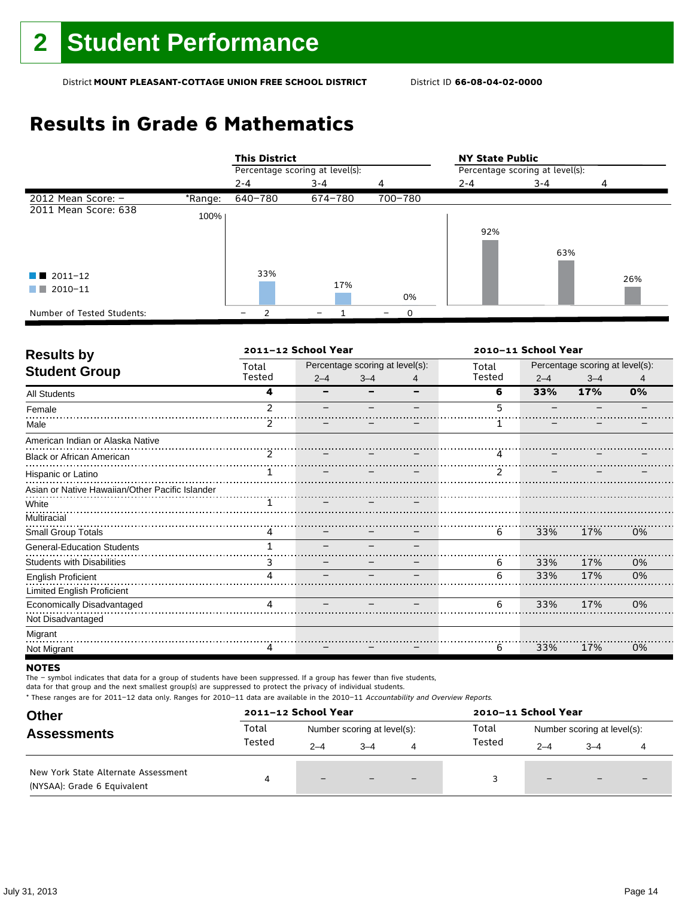# 2 Student Performance

District **MOUNT PLEASANT-COTTAGE UNION FREE SCHOOL DISTRICT** District ID **66-08-04-02-0000**

## Results in Grade 6 Mathematics

| | | This District | | | NY State Public | | |
|---|---|---|---|---|---|---|---|
| | | Percentage scoring at level(s): | | | Percentage scoring at level(s): | | |
| | | 2-4 | 3-4 | 4 | 2-4 | 3-4 | 4 |
| 2012 Mean Score: – | *Range: | 640–780 | 674–780 | 700–780 | | | |
| 2011 Mean Score: 638 | | | | | | | |
| 2011–12 | | | | | | | |
| 2010–11 | | 33% | 17% | 0% | 92% | 63% | 26% |
| Number of Tested Students: | | – 2 | – 1 | – 0 | | | |

| Results by Student Group | 2011–12 School Year | | | | 2010–11 School Year | | | |
|---|---|---|---|---|---|---|---|---|
| | Total Tested | Percentage scoring at level(s): | | | Total Tested | Percentage scoring at level(s): | | |
| | | 2–4 | 3–4 | 4 | | 2–4 | 3–4 | 4 |
| **All Students** | **4** | **–** | **–** | **–** | **6** | **33%** | **17%** | **0%** |
| Female | 2 | – | – | – | 5 | – | – | – |
| Male | 2 | – | – | – | 1 | – | – | – |
| American Indian or Alaska Native | | | | | | | | |
| Black or African American | 2 | – | – | – | 4 | – | – | – |
| Hispanic or Latino | 1 | – | – | – | 2 | – | – | – |
| Asian or Native Hawaiian/Other Pacific Islander | | | | | | | | |
| White | 1 | – | – | – | | | | |
| Multiracial | | | | | | | | |
| Small Group Totals | 4 | – | – | – | 6 | 33% | 17% | 0% |
| General-Education Students | 1 | – | – | – | | | | |
| Students with Disabilities | 3 | – | – | – | 6 | 33% | 17% | 0% |
| English Proficient | 4 | – | – | – | 6 | 33% | 17% | 0% |
| Limited English Proficient | | | | | | | | |
| Economically Disadvantaged | 4 | – | – | – | 6 | 33% | 17% | 0% |
| Not Disadvantaged | | | | | | | | |
| Migrant | | | | | | | | |
| Not Migrant | 4 | – | – | – | 6 | 33% | 17% | 0% |

**NOTES**

The – symbol indicates that data for a group of students have been suppressed. If a group has fewer than five students, data for that group and the next smallest group(s) are suppressed to protect the privacy of individual students.

* These ranges are for 2011–12 data only. Ranges for 2010–11 data are available in the 2010–11 *Accountability and Overview Reports.*

| Other Assessments | 2011–12 School Year | | | | 2010–11 School Year | | | |
|---|---|---|---|---|---|---|---|---|
| | Total Tested | Number scoring at level(s): | | | Total Tested | Number scoring at level(s): | | |
| | | 2–4 | 3–4 | 4 | | 2–4 | 3–4 | 4 |
| New York State Alternate Assessment (NYSAA): Grade 6 Equivalent | 4 | – | – | – | 3 | – | – | – |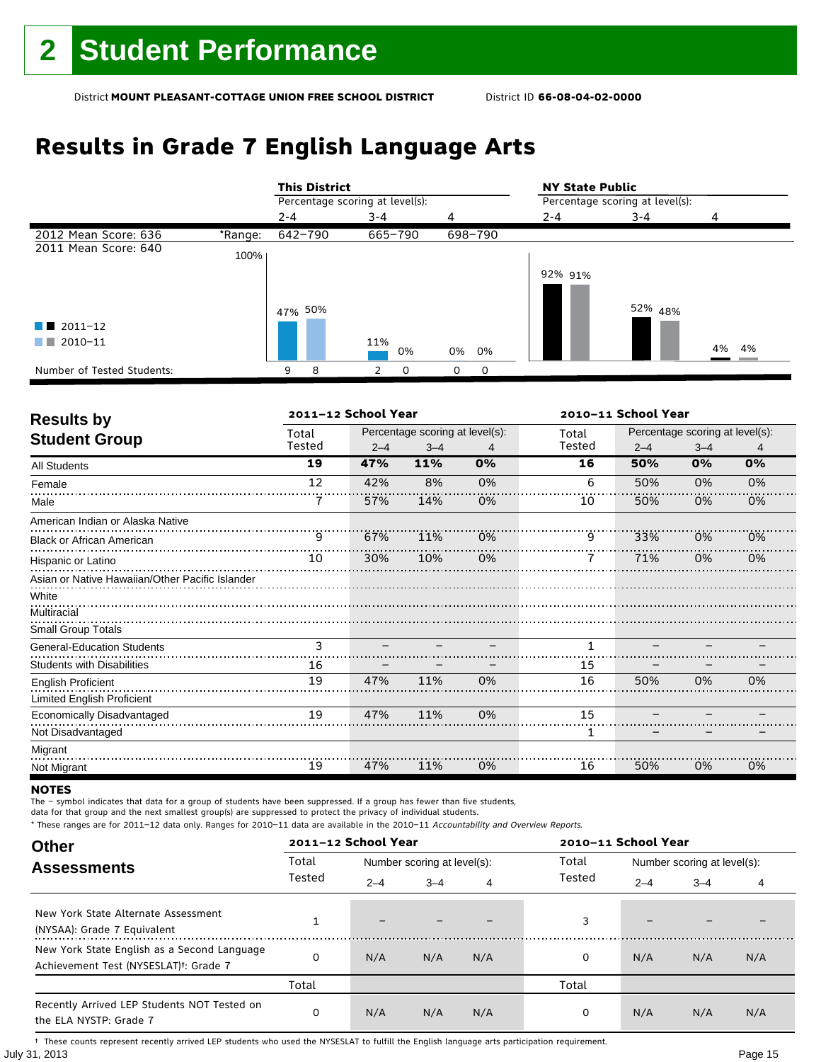# 2 Student Performance

District **MOUNT PLEASANT-COTTAGE UNION FREE SCHOOL DISTRICT** District ID **66-08-04-02-0000**

## Results in Grade 7 English Language Arts

| | | This District | | | NY State Public | | |
|---|---|---|---|---|---|---|---|
| | | Percentage scoring at level(s): | | | Percentage scoring at level(s): | | |
| | | 2-4 | 3-4 | 4 | 2-4 | 3-4 | 4 |
| 2012 Mean Score: 636 | *Range: | 642–790 | 665–790 | 698–790 | | | |
| 2011 Mean Score: 640 | | | | | | | |
| 2011–12 | | 47% | 11% | 0% | 92% | 52% | 4% |
| 2010–11 | | 50% | 0% | 0% | 91% | 48% | 4% |
| Number of Tested Students: 2011–12 | | 9 | 2 | 0 | | | |
| Number of Tested Students: 2010–11 | | 8 | 0 | 0 | | | |

| Results by Student Group | 2011–12 School Year | | | | 2010–11 School Year | | | |
|---|---|---|---|---|---|---|---|---|
| | Total Tested | Percentage scoring at level(s): 2–4 | 3–4 | 4 | Total Tested | Percentage scoring at level(s): 2–4 | 3–4 | 4 |
| **All Students** | **19** | **47%** | **11%** | **0%** | **16** | **50%** | **0%** | **0%** |
| Female | 12 | 42% | 8% | 0% | 6 | 50% | 0% | 0% |
| Male | 7 | 57% | 14% | 0% | 10 | 50% | 0% | 0% |
| American Indian or Alaska Native | | | | | | | | |
| Black or African American | 9 | 67% | 11% | 0% | 9 | 33% | 0% | 0% |
| Hispanic or Latino | 10 | 30% | 10% | 0% | 7 | 71% | 0% | 0% |
| Asian or Native Hawaiian/Other Pacific Islander | | | | | | | | |
| White | | | | | | | | |
| Multiracial | | | | | | | | |
| Small Group Totals | | | | | | | | |
| General-Education Students | 3 | – | – | – | 1 | – | – | – |
| Students with Disabilities | 16 | – | – | – | 15 | – | – | – |
| English Proficient | 19 | 47% | 11% | 0% | 16 | 50% | 0% | 0% |
| Limited English Proficient | | | | | | | | |
| Economically Disadvantaged | 19 | 47% | 11% | 0% | 15 | – | – | – |
| Not Disadvantaged | | | | | 1 | – | – | – |
| Migrant | | | | | | | | |
| Not Migrant | 19 | 47% | 11% | 0% | 16 | 50% | 0% | 0% |

**NOTES**

The – symbol indicates that data for a group of students have been suppressed. If a group has fewer than five students, data for that group and the next smallest group(s) are suppressed to protect the privacy of individual students.

* These ranges are for 2011–12 data only. Ranges for 2010–11 data are available in the 2010–11 *Accountability and Overview Reports.*

| Other Assessments | 2011–12 School Year | | | | 2010–11 School Year | | | |
|---|---|---|---|---|---|---|---|---|
| | Total Tested | Number scoring at level(s): 2–4 | 3–4 | 4 | Total Tested | Number scoring at level(s): 2–4 | 3–4 | 4 |
| New York State Alternate Assessment (NYSAA): Grade 7 Equivalent | 1 | – | – | – | 3 | – | – | – |
| New York State English as a Second Language Achievement Test (NYSESLAT)†: Grade 7 | 0 | N/A | N/A | N/A | 0 | N/A | N/A | N/A |
| | Total | | | | Total | | | |
| Recently Arrived LEP Students NOT Tested on the ELA NYSTP: Grade 7 | 0 | N/A | N/A | N/A | 0 | N/A | N/A | N/A |

† These counts represent recently arrived LEP students who used the NYSESLAT to fulfill the English language arts participation requirement.

July 31, 2013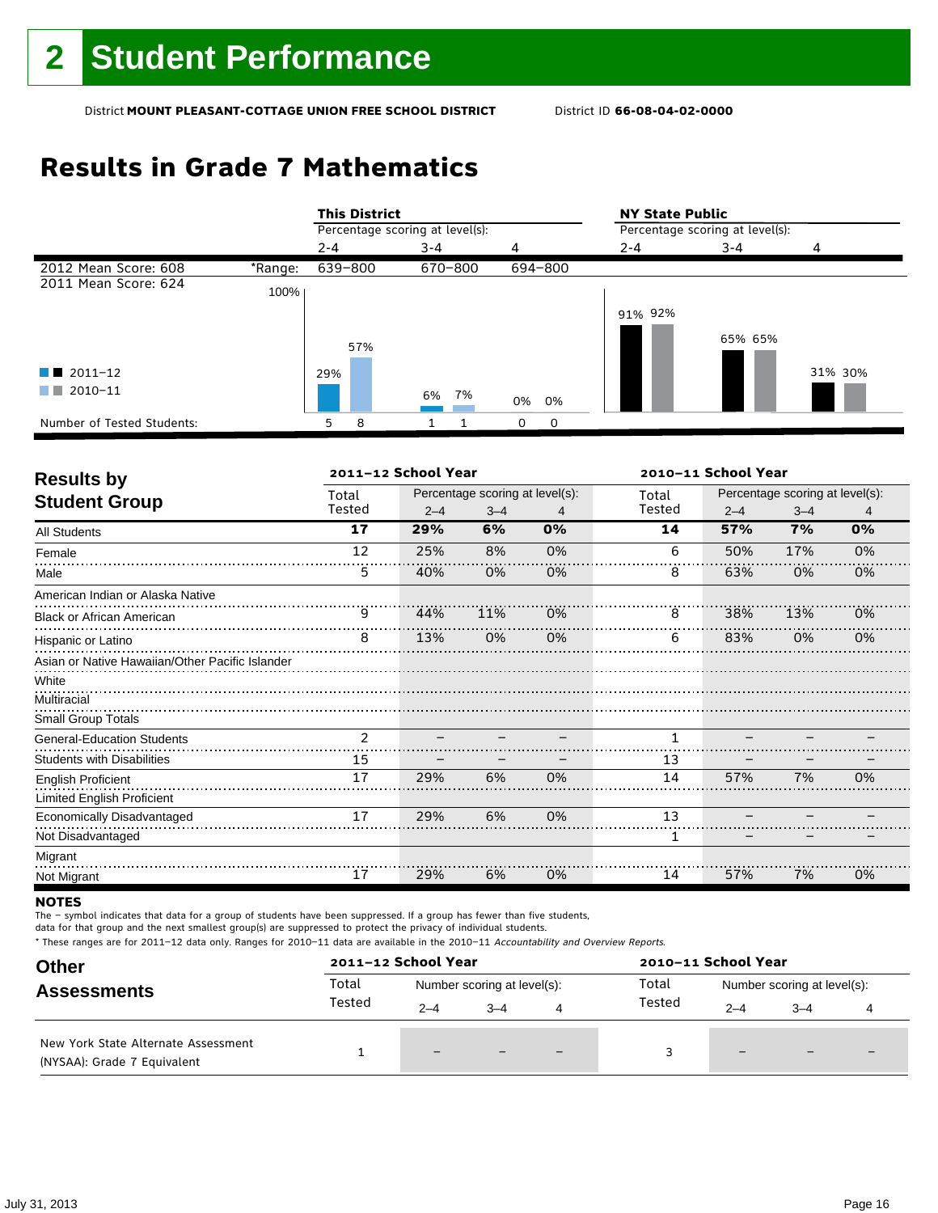# 2 Student Performance

District **MOUNT PLEASANT-COTTAGE UNION FREE SCHOOL DISTRICT** District ID **66-08-04-02-0000**

## Results in Grade 7 Mathematics

| | | **This District** Percentage scoring at level(s): | | | **NY State Public** Percentage scoring at level(s): | | |
|---|---|---|---|---|---|---|---|
| | | 2-4 | 3-4 | 4 | 2-4 | 3-4 | 4 |
| 2012 Mean Score: 608 | *Range: | 639–800 | 670–800 | 694–800 | | | |
| 2011 Mean Score: 624 | | | | | | | |
| 2011–12 | | 29% | 6% | 0% | 91% | 65% | 31% |
| 2010–11 | | 57% | 7% | 0% | 92% | 65% | 30% |
| Number of Tested Students: 2011–12 | | 5 | 1 | 0 | | | |
| Number of Tested Students: 2010–11 | | 8 | 1 | 0 | | | |

| **Results by Student Group** | **2011–12 School Year** Total Tested | Percentage scoring at level(s): 2–4 | 3–4 | 4 | **2010–11 School Year** Total Tested | Percentage scoring at level(s): 2–4 | 3–4 | 4 |
|---|---|---|---|---|---|---|---|---|
| All Students | **17** | **29%** | **6%** | **0%** | **14** | **57%** | **7%** | **0%** |
| Female | 12 | 25% | 8% | 0% | 6 | 50% | 17% | 0% |
| Male | 5 | 40% | 0% | 0% | 8 | 63% | 0% | 0% |
| American Indian or Alaska Native | | | | | | | | |
| Black or African American | 9 | 44% | 11% | 0% | 8 | 38% | 13% | 0% |
| Hispanic or Latino | 8 | 13% | 0% | 0% | 6 | 83% | 0% | 0% |
| Asian or Native Hawaiian/Other Pacific Islander | | | | | | | | |
| White | | | | | | | | |
| Multiracial | | | | | | | | |
| Small Group Totals | | | | | | | | |
| General-Education Students | 2 | – | – | – | 1 | – | – | – |
| Students with Disabilities | 15 | – | – | – | 13 | – | – | – |
| English Proficient | 17 | 29% | 6% | 0% | 14 | 57% | 7% | 0% |
| Limited English Proficient | | | | | | | | |
| Economically Disadvantaged | 17 | 29% | 6% | 0% | 13 | – | – | – |
| Not Disadvantaged | | | | | 1 | – | – | – |
| Migrant | | | | | | | | |
| Not Migrant | 17 | 29% | 6% | 0% | 14 | 57% | 7% | 0% |

**NOTES**

The – symbol indicates that data for a group of students have been suppressed. If a group has fewer than five students, data for that group and the next smallest group(s) are suppressed to protect the privacy of individual students.

\* These ranges are for 2011–12 data only. Ranges for 2010–11 data are available in the 2010–11 *Accountability and Overview Reports*.

| **Other Assessments** | **2011–12 School Year** Total Tested | Number scoring at level(s): 2–4 | 3–4 | 4 | **2010–11 School Year** Total Tested | Number scoring at level(s): 2–4 | 3–4 | 4 |
|---|---|---|---|---|---|---|---|---|
| New York State Alternate Assessment (NYSAA): Grade 7 Equivalent | 1 | – | – | – | 3 | – | – | – |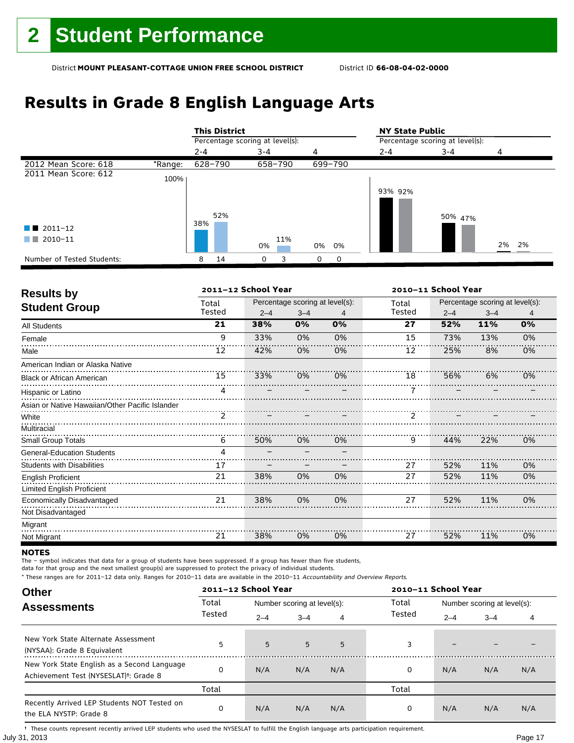# 2 Student Performance

District **MOUNT PLEASANT-COTTAGE UNION FREE SCHOOL DISTRICT** District ID **66-08-04-02-0000**

## Results in Grade 8 English Language Arts

| | | This District | | | NY State Public | | |
|---|---|---|---|---|---|---|---|
| | | Percentage scoring at level(s): | | | Percentage scoring at level(s): | | |
| | | 2-4 | 3-4 | 4 | 2-4 | 3-4 | 4 |
| 2012 Mean Score: 618 | *Range: | 628–790 | 658–790 | 699–790 | | | |
| 2011 Mean Score: 612 | | | | | | | |
| 2011–12 | | 38% | 0% | 0% | 93% | 50% | 2% |
| 2010–11 | | 52% | 11% | 0% | 92% | 47% | 2% |
| Number of Tested Students: 2011–12 | | 8 | 0 | 0 | | | |
| Number of Tested Students: 2010–11 | | 14 | 3 | 0 | | | |

## Results by Student Group

| | 2011–12 School Year | | | | 2010–11 School Year | | | |
|---|---|---|---|---|---|---|---|---|
| | Total Tested | Percentage scoring at level(s): | | | Total Tested | Percentage scoring at level(s): | | |
| | | 2–4 | 3–4 | 4 | | 2–4 | 3–4 | 4 |
| **All Students** | **21** | **38%** | **0%** | **0%** | **27** | **52%** | **11%** | **0%** |
| Female | 9 | 33% | 0% | 0% | 15 | 73% | 13% | 0% |
| Male | 12 | 42% | 0% | 0% | 12 | 25% | 8% | 0% |
| American Indian or Alaska Native | | | | | | | | |
| Black or African American | 15 | 33% | 0% | 0% | 18 | 56% | 6% | 0% |
| Hispanic or Latino | 4 | – | – | – | 7 | – | – | – |
| Asian or Native Hawaiian/Other Pacific Islander | | | | | | | | |
| White | 2 | – | – | – | 2 | – | – | – |
| Multiracial | | | | | | | | |
| Small Group Totals | 6 | 50% | 0% | 0% | 9 | 44% | 22% | 0% |
| General-Education Students | 4 | – | – | – | | | | |
| Students with Disabilities | 17 | – | – | – | 27 | 52% | 11% | 0% |
| English Proficient | 21 | 38% | 0% | 0% | 27 | 52% | 11% | 0% |
| Limited English Proficient | | | | | | | | |
| Economically Disadvantaged | 21 | 38% | 0% | 0% | 27 | 52% | 11% | 0% |
| Not Disadvantaged | | | | | | | | |
| Migrant | | | | | | | | |
| Not Migrant | 21 | 38% | 0% | 0% | 27 | 52% | 11% | 0% |

**NOTES**

The – symbol indicates that data for a group of students have been suppressed. If a group has fewer than five students, data for that group and the next smallest group(s) are suppressed to protect the privacy of individual students.

* These ranges are for 2011–12 data only. Ranges for 2010–11 data are available in the 2010–11 *Accountability and Overview Reports*.

## Other Assessments

| | 2011–12 School Year | | | | 2010–11 School Year | | | |
|---|---|---|---|---|---|---|---|---|
| | Total Tested | Number scoring at level(s): | | | Total Tested | Number scoring at level(s): | | |
| | | 2–4 | 3–4 | 4 | | 2–4 | 3–4 | 4 |
| New York State Alternate Assessment (NYSAA): Grade 8 Equivalent | 5 | 5 | 5 | 5 | 3 | – | – | – |
| New York State English as a Second Language Achievement Test (NYSESLAT)†: Grade 8 | 0 | N/A | N/A | N/A | 0 | N/A | N/A | N/A |
| | Total | | | | Total | | | |
| Recently Arrived LEP Students NOT Tested on the ELA NYSTP: Grade 8 | 0 | N/A | N/A | N/A | 0 | N/A | N/A | N/A |

† These counts represent recently arrived LEP students who used the NYSESLAT to fulfill the English language arts participation requirement.

July 31, 2013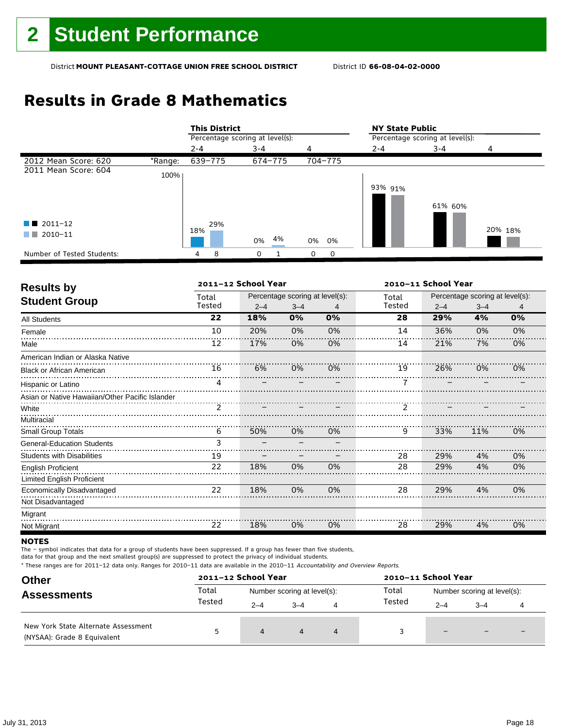# 2 Student Performance

District **MOUNT PLEASANT-COTTAGE UNION FREE SCHOOL DISTRICT** District ID **66-08-04-02-0000**

## Results in Grade 8 Mathematics

| | | This District | | | NY State Public | | |
|---|---|---|---|---|---|---|---|
| | | Percentage scoring at level(s): | | | Percentage scoring at level(s): | | |
| | | 2-4 | 3-4 | 4 | 2-4 | 3-4 | 4 |
| 2012 Mean Score: 620 | *Range: | 639–775 | 674–775 | 704–775 | | | |
| 2011 Mean Score: 604 | | | | | | | |
| 2011–12 | | 18% | 0% | 0% | 93% | 61% | 20% |
| 2010–11 | | 29% | 4% | 0% | 91% | 60% | 18% |
| Number of Tested Students: 2011–12 | | 4 | 0 | 0 | | | |
| Number of Tested Students: 2010–11 | | 8 | 1 | 0 | | | |

## Results by Student Group

| | 2011–12 School Year | | | | 2010–11 School Year | | | |
|---|---|---|---|---|---|---|---|---|
| | Total Tested | Percentage scoring at level(s): 2–4 | 3–4 | 4 | Total Tested | Percentage scoring at level(s): 2–4 | 3–4 | 4 |
| All Students | **22** | **18%** | **0%** | **0%** | **28** | **29%** | **4%** | **0%** |
| Female | 10 | 20% | 0% | 0% | 14 | 36% | 0% | 0% |
| Male | 12 | 17% | 0% | 0% | 14 | 21% | 7% | 0% |
| American Indian or Alaska Native | | | | | | | | |
| Black or African American | 16 | 6% | 0% | 0% | 19 | 26% | 0% | 0% |
| Hispanic or Latino | 4 | – | – | – | 7 | – | – | – |
| Asian or Native Hawaiian/Other Pacific Islander | | | | | | | | |
| White | 2 | – | – | – | 2 | – | – | – |
| Multiracial | | | | | | | | |
| Small Group Totals | 6 | 50% | 0% | 0% | 9 | 33% | 11% | 0% |
| General-Education Students | 3 | – | – | – | | | | |
| Students with Disabilities | 19 | – | – | – | 28 | 29% | 4% | 0% |
| English Proficient | 22 | 18% | 0% | 0% | 28 | 29% | 4% | 0% |
| Limited English Proficient | | | | | | | | |
| Economically Disadvantaged | 22 | 18% | 0% | 0% | 28 | 29% | 4% | 0% |
| Not Disadvantaged | | | | | | | | |
| Migrant | | | | | | | | |
| Not Migrant | 22 | 18% | 0% | 0% | 28 | 29% | 4% | 0% |

**NOTES**

The – symbol indicates that data for a group of students have been suppressed. If a group has fewer than five students, data for that group and the next smallest group(s) are suppressed to protect the privacy of individual students.

* These ranges are for 2011–12 data only. Ranges for 2010–11 data are available in the 2010–11 *Accountability and Overview Reports*.

## Other Assessments

| | 2011–12 School Year | | | | 2010–11 School Year | | | |
|---|---|---|---|---|---|---|---|---|
| | Total Tested | Number scoring at level(s): 2–4 | 3–4 | 4 | Total Tested | Number scoring at level(s): 2–4 | 3–4 | 4 |
| New York State Alternate Assessment (NYSAA): Grade 8 Equivalent | 5 | 4 | 4 | 4 | 3 | – | – | – |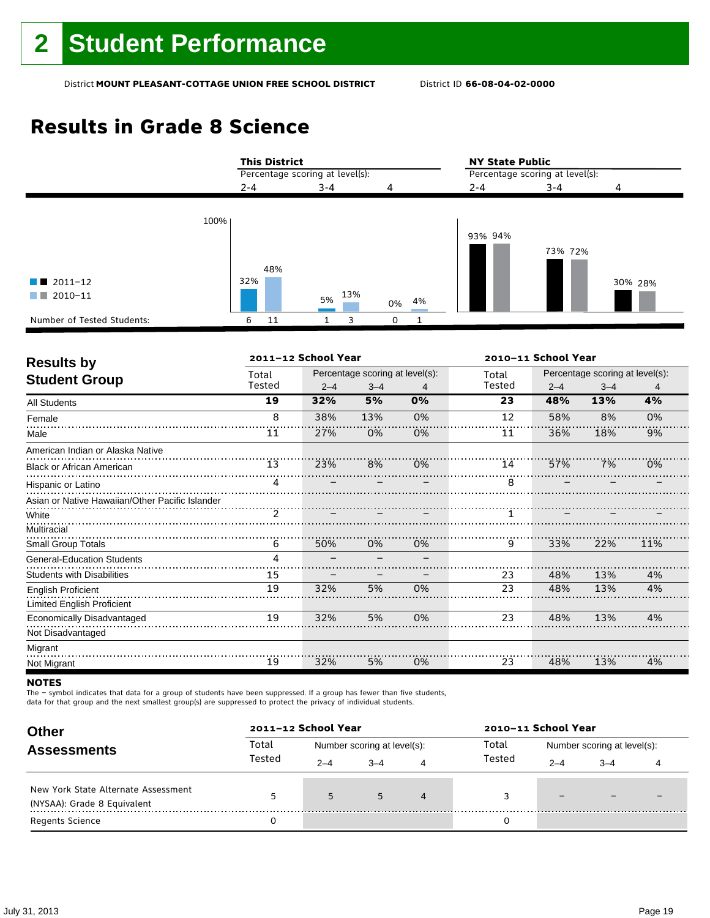# 2 Student Performance

District **MOUNT PLEASANT-COTTAGE UNION FREE SCHOOL DISTRICT** District ID **66-08-04-02-0000**

## Results in Grade 8 Science

| | This District 2–4 | This District 3–4 | This District 4 | NY State Public 2–4 | NY State Public 3–4 | NY State Public 4 |
|---|---|---|---|---|---|---|
| 2011–12 | 32% | 5% | 0% | 93% | 73% | 30% |
| 2010–11 | 48% | 13% | 4% | 94% | 72% | 28% |
| Number of Tested Students: 2011–12 | 6 | 1 | 0 | | | |
| Number of Tested Students: 2010–11 | 11 | 3 | 1 | | | |

| Results by Student Group | 2011–12 Total Tested | 2011–12 2–4 | 2011–12 3–4 | 2011–12 4 | 2010–11 Total Tested | 2010–11 2–4 | 2010–11 3–4 | 2010–11 4 |
|---|---|---|---|---|---|---|---|---|
| **All Students** | **19** | **32%** | **5%** | **0%** | **23** | **48%** | **13%** | **4%** |
| Female | 8 | 38% | 13% | 0% | 12 | 58% | 8% | 0% |
| Male | 11 | 27% | 0% | 0% | 11 | 36% | 18% | 9% |
| American Indian or Alaska Native | | | | | | | | |
| Black or African American | 13 | 23% | 8% | 0% | 14 | 57% | 7% | 0% |
| Hispanic or Latino | 4 | – | – | – | 8 | – | – | – |
| Asian or Native Hawaiian/Other Pacific Islander | | | | | | | | |
| White | 2 | – | – | – | 1 | – | – | – |
| Multiracial | | | | | | | | |
| Small Group Totals | 6 | 50% | 0% | 0% | 9 | 33% | 22% | 11% |
| General-Education Students | 4 | – | – | – | | | | |
| Students with Disabilities | 15 | – | – | – | 23 | 48% | 13% | 4% |
| English Proficient | 19 | 32% | 5% | 0% | 23 | 48% | 13% | 4% |
| Limited English Proficient | | | | | | | | |
| Economically Disadvantaged | 19 | 32% | 5% | 0% | 23 | 48% | 13% | 4% |
| Not Disadvantaged | | | | | | | | |
| Migrant | | | | | | | | |
| Not Migrant | 19 | 32% | 5% | 0% | 23 | 48% | 13% | 4% |

**NOTES**

The – symbol indicates that data for a group of students have been suppressed. If a group has fewer than five students, data for that group and the next smallest group(s) are suppressed to protect the privacy of individual students.

| Other Assessments | 2011–12 Total Tested | 2011–12 2–4 | 2011–12 3–4 | 2011–12 4 | 2010–11 Total Tested | 2010–11 2–4 | 2010–11 3–4 | 2010–11 4 |
|---|---|---|---|---|---|---|---|---|
| New York State Alternate Assessment (NYSAA): Grade 8 Equivalent | 5 | 5 | 5 | 4 | 3 | – | – | – |
| Regents Science | 0 | | | | 0 | | | |

(Other Assessments: Number scoring at level(s).)

July 31, 2013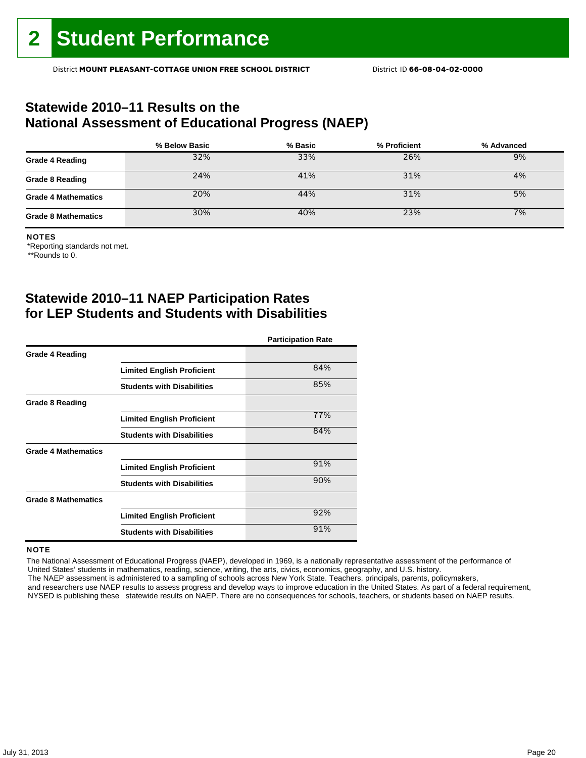# 2 Student Performance

District **MOUNT PLEASANT-COTTAGE UNION FREE SCHOOL DISTRICT** District ID **66-08-04-02-0000**

## Statewide 2010–11 Results on the National Assessment of Educational Progress (NAEP)

| | % Below Basic | % Basic | % Proficient | % Advanced |
|---|---|---|---|---|
| **Grade 4 Reading** | 32% | 33% | 26% | 9% |
| **Grade 8 Reading** | 24% | 41% | 31% | 4% |
| **Grade 4 Mathematics** | 20% | 44% | 31% | 5% |
| **Grade 8 Mathematics** | 30% | 40% | 23% | 7% |

**NOTES**

*Reporting standards not met.

**Rounds to 0.

## Statewide 2010–11 NAEP Participation Rates for LEP Students and Students with Disabilities

| | | Participation Rate |
|---|---|---|
| **Grade 4 Reading** | | |
| | **Limited English Proficient** | 84% |
| | **Students with Disabilities** | 85% |
| **Grade 8 Reading** | | |
| | **Limited English Proficient** | 77% |
| | **Students with Disabilities** | 84% |
| **Grade 4 Mathematics** | | |
| | **Limited English Proficient** | 91% |
| | **Students with Disabilities** | 90% |
| **Grade 8 Mathematics** | | |
| | **Limited English Proficient** | 92% |
| | **Students with Disabilities** | 91% |

**NOTE**

The National Assessment of Educational Progress (NAEP), developed in 1969, is a nationally representative assessment of the performance of United States' students in mathematics, reading, science, writing, the arts, civics, economics, geography, and U.S. history. The NAEP assessment is administered to a sampling of schools across New York State. Teachers, principals, parents, policymakers, and researchers use NAEP results to assess progress and develop ways to improve education in the United States. As part of a federal requirement, NYSED is publishing these statewide results on NAEP. There are no consequences for schools, teachers, or students based on NAEP results.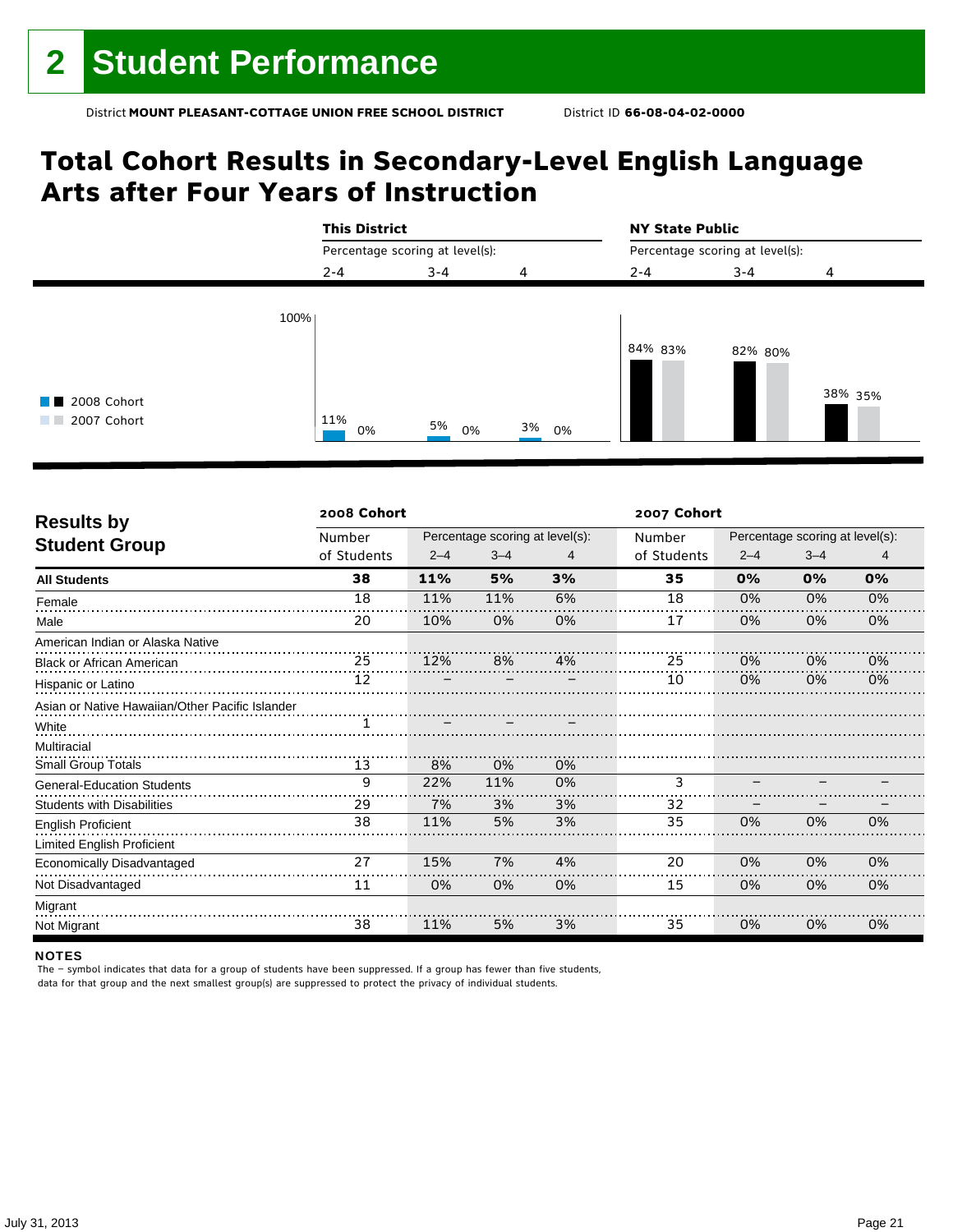# 2 Student Performance

District **MOUNT PLEASANT-COTTAGE UNION FREE SCHOOL DISTRICT** District ID **66-08-04-02-0000**

## Total Cohort Results in Secondary-Level English Language Arts after Four Years of Instruction

| | This District | | | NY State Public | | |
|---|---|---|---|---|---|---|
| Percentage scoring at level(s): | 2-4 | 3-4 | 4 | 2-4 | 3-4 | 4 |
| 2008 Cohort | 11% | 5% | 3% | 84% | 82% | 38% |
| 2007 Cohort | 0% | 0% | 0% | 83% | 80% | 35% |

| Results by Student Group | 2008 Cohort Number of Students | 2008 Cohort Percentage scoring at level(s): 2–4 | 3–4 | 4 | 2007 Cohort Number of Students | 2007 Cohort Percentage scoring at level(s): 2–4 | 3–4 | 4 |
|---|---|---|---|---|---|---|---|---|
| **All Students** | **38** | **11%** | **5%** | **3%** | **35** | **0%** | **0%** | **0%** |
| Female | 18 | 11% | 11% | 6% | 18 | 0% | 0% | 0% |
| Male | 20 | 10% | 0% | 0% | 17 | 0% | 0% | 0% |
| American Indian or Alaska Native | | | | | | | | |
| Black or African American | 25 | 12% | 8% | 4% | 25 | 0% | 0% | 0% |
| Hispanic or Latino | 12 | – | – | – | 10 | 0% | 0% | 0% |
| Asian or Native Hawaiian/Other Pacific Islander | | | | | | | | |
| White | 1 | – | – | – | | | | |
| Multiracial | | | | | | | | |
| Small Group Totals | 13 | 8% | 0% | 0% | | | | |
| General-Education Students | 9 | 22% | 11% | 0% | 3 | – | – | – |
| Students with Disabilities | 29 | 7% | 3% | 3% | 32 | – | – | – |
| English Proficient | 38 | 11% | 5% | 3% | 35 | 0% | 0% | 0% |
| Limited English Proficient | | | | | | | | |
| Economically Disadvantaged | 27 | 15% | 7% | 4% | 20 | 0% | 0% | 0% |
| Not Disadvantaged | 11 | 0% | 0% | 0% | 15 | 0% | 0% | 0% |
| Migrant | | | | | | | | |
| Not Migrant | 38 | 11% | 5% | 3% | 35 | 0% | 0% | 0% |

**NOTES**

The – symbol indicates that data for a group of students have been suppressed. If a group has fewer than five students, data for that group and the next smallest group(s) are suppressed to protect the privacy of individual students.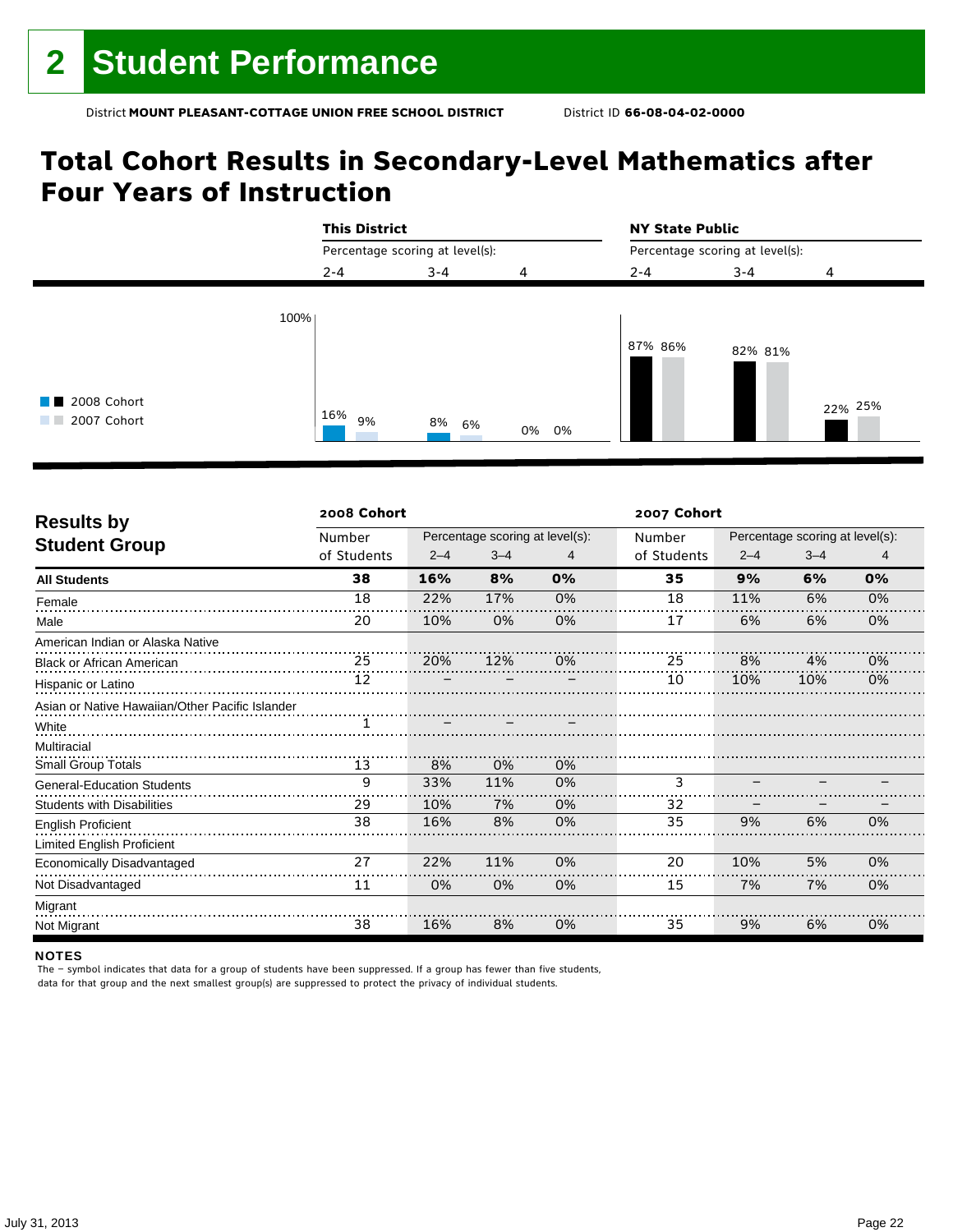# 2 Student Performance

District **MOUNT PLEASANT-COTTAGE UNION FREE SCHOOL DISTRICT** District ID **66-08-04-02-0000**

## Total Cohort Results in Secondary-Level Mathematics after Four Years of Instruction

| | This District | | | NY State Public | | |
|---|---|---|---|---|---|---|
| Percentage scoring at level(s): | 2-4 | 3-4 | 4 | 2-4 | 3-4 | 4 |
| 2008 Cohort | 16% | 8% | 0% | 87% | 82% | 22% |
| 2007 Cohort | 9% | 6% | 0% | 86% | 81% | 25% |

## Results by Student Group

| | 2008 Cohort | | | | 2007 Cohort | | | |
|---|---|---|---|---|---|---|---|---|
| | Number of Students | Percentage scoring at level(s): 2–4 | 3–4 | 4 | Number of Students | Percentage scoring at level(s): 2–4 | 3–4 | 4 |
| **All Students** | **38** | **16%** | **8%** | **0%** | **35** | **9%** | **6%** | **0%** |
| Female | 18 | 22% | 17% | 0% | 18 | 11% | 6% | 0% |
| Male | 20 | 10% | 0% | 0% | 17 | 6% | 6% | 0% |
| American Indian or Alaska Native | | | | | | | | |
| Black or African American | 25 | 20% | 12% | 0% | 25 | 8% | 4% | 0% |
| Hispanic or Latino | 12 | – | – | – | 10 | 10% | 10% | 0% |
| Asian or Native Hawaiian/Other Pacific Islander | | | | | | | | |
| White | 1 | – | – | – | | | | |
| Multiracial | | | | | | | | |
| Small Group Totals | 13 | 8% | 0% | 0% | | | | |
| General-Education Students | 9 | 33% | 11% | 0% | 3 | – | – | – |
| Students with Disabilities | 29 | 10% | 7% | 0% | 32 | – | – | – |
| English Proficient | 38 | 16% | 8% | 0% | 35 | 9% | 6% | 0% |
| Limited English Proficient | | | | | | | | |
| Economically Disadvantaged | 27 | 22% | 11% | 0% | 20 | 10% | 5% | 0% |
| Not Disadvantaged | 11 | 0% | 0% | 0% | 15 | 7% | 7% | 0% |
| Migrant | | | | | | | | |
| Not Migrant | 38 | 16% | 8% | 0% | 35 | 9% | 6% | 0% |

**NOTES**

The – symbol indicates that data for a group of students have been suppressed. If a group has fewer than five students, data for that group and the next smallest group(s) are suppressed to protect the privacy of individual students.

July 31, 2013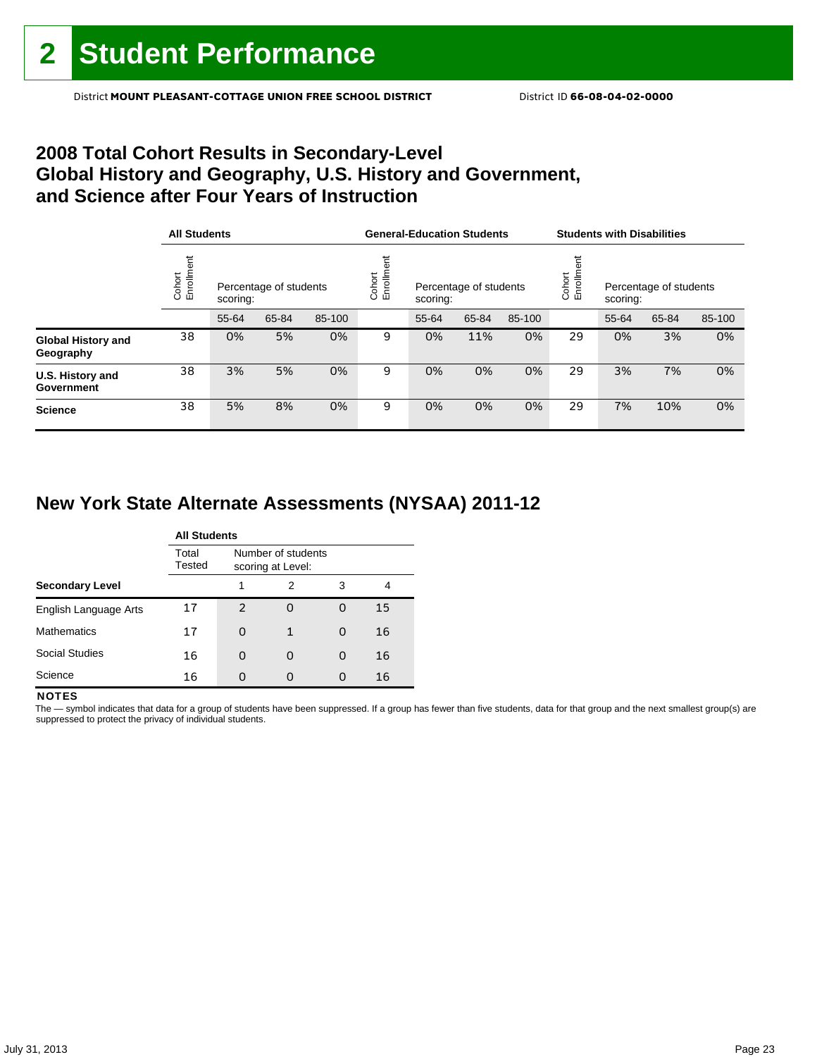# 2 Student Performance

District **MOUNT PLEASANT-COTTAGE UNION FREE SCHOOL DISTRICT** District ID **66-08-04-02-0000**

## 2008 Total Cohort Results in Secondary-Level Global History and Geography, U.S. History and Government, and Science after Four Years of Instruction

| | All Students | | | | General-Education Students | | | | Students with Disabilities | | | |
|---|---|---|---|---|---|---|---|---|---|---|---|---|
| | Cohort Enrollment | Percentage of students scoring: | | | Cohort Enrollment | Percentage of students scoring: | | | Cohort Enrollment | Percentage of students scoring: | | |
| | | 55-64 | 65-84 | 85-100 | | 55-64 | 65-84 | 85-100 | | 55-64 | 65-84 | 85-100 |
| **Global History and Geography** | 38 | 0% | 5% | 0% | 9 | 0% | 11% | 0% | 29 | 0% | 3% | 0% |
| **U.S. History and Government** | 38 | 3% | 5% | 0% | 9 | 0% | 0% | 0% | 29 | 3% | 7% | 0% |
| **Science** | 38 | 5% | 8% | 0% | 9 | 0% | 0% | 0% | 29 | 7% | 10% | 0% |

## New York State Alternate Assessments (NYSAA) 2011-12

| | All Students | | | | |
|---|---|---|---|---|---|
| | Total Tested | Number of students scoring at Level: | | | |
| **Secondary Level** | | 1 | 2 | 3 | 4 |
| English Language Arts | 17 | 2 | 0 | 0 | 15 |
| Mathematics | 17 | 0 | 1 | 0 | 16 |
| Social Studies | 16 | 0 | 0 | 0 | 16 |
| Science | 16 | 0 | 0 | 0 | 16 |

**NOTES**

The — symbol indicates that data for a group of students have been suppressed. If a group has fewer than five students, data for that group and the next smallest group(s) are suppressed to protect the privacy of individual students.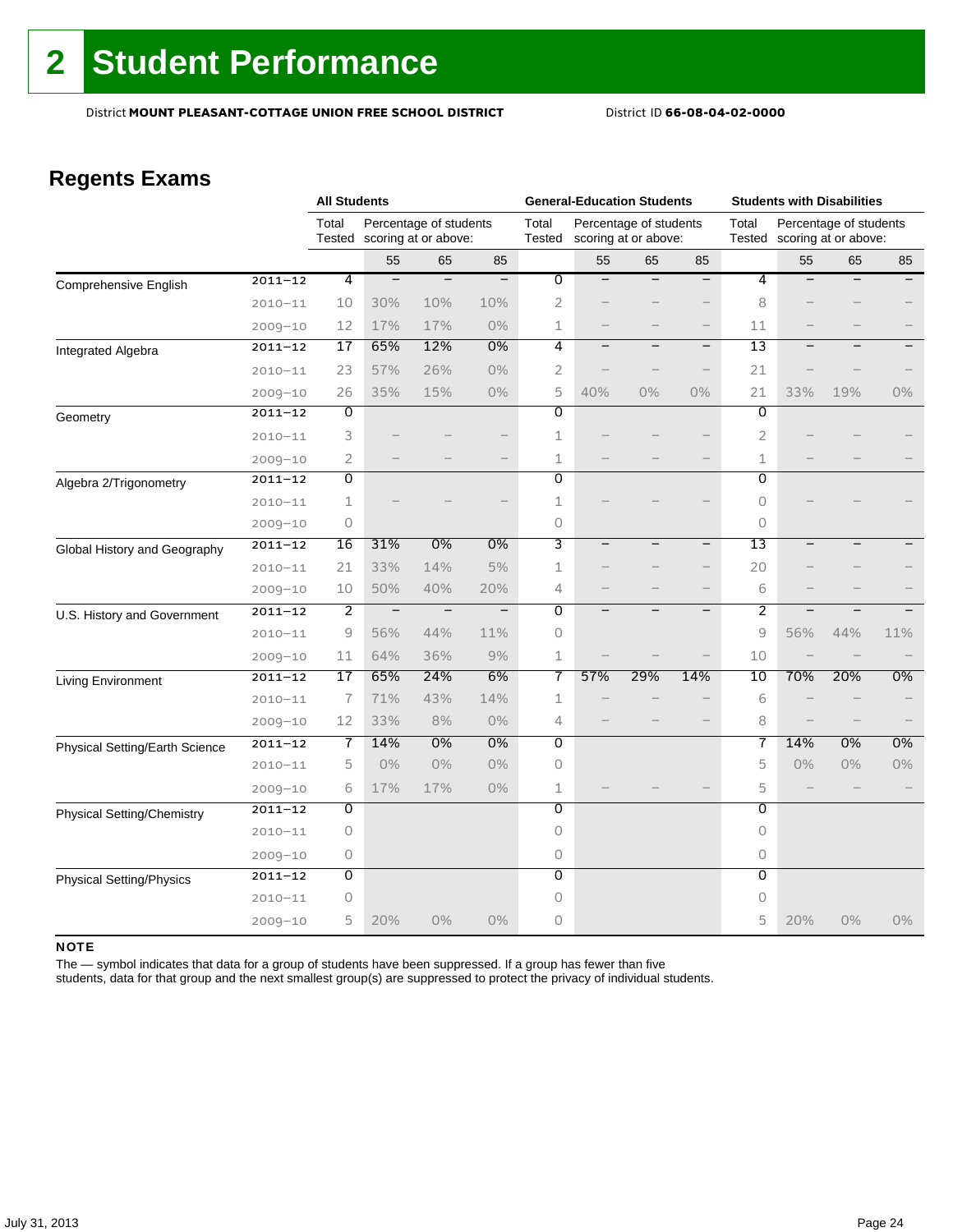# 2 Student Performance

District **MOUNT PLEASANT-COTTAGE UNION FREE SCHOOL DISTRICT** District ID **66-08-04-02-0000**

## Regents Exams

| | | All Students | | | | General-Education Students | | | | Students with Disabilities | | | |
|---|---|---|---|---|---|---|---|---|---|---|---|---|---|
| | | Total Tested | Percentage of students scoring at or above: | | | Total Tested | Percentage of students scoring at or above: | | | Total Tested | Percentage of students scoring at or above: | | |
| | | | 55 | 65 | 85 | | 55 | 65 | 85 | | 55 | 65 | 85 |
| Comprehensive English | 2011–12 | 4 | — | — | — | 0 | — | — | — | 4 | — | — | — |
| | 2010–11 | 10 | 30% | 10% | 10% | 2 | — | — | — | 8 | — | — | — |
| | 2009–10 | 12 | 17% | 17% | 0% | 1 | — | — | — | 11 | — | — | — |
| Integrated Algebra | 2011–12 | 17 | 65% | 12% | 0% | 4 | — | — | — | 13 | — | — | — |
| | 2010–11 | 23 | 57% | 26% | 0% | 2 | — | — | — | 21 | — | — | — |
| | 2009–10 | 26 | 35% | 15% | 0% | 5 | 40% | 0% | 0% | 21 | 33% | 19% | 0% |
| Geometry | 2011–12 | 0 | | | | 0 | | | | 0 | | | |
| | 2010–11 | 3 | — | — | — | 1 | — | — | — | 2 | — | — | — |
| | 2009–10 | 2 | — | — | — | 1 | — | — | — | 1 | — | — | — |
| Algebra 2/Trigonometry | 2011–12 | 0 | | | | 0 | | | | 0 | | | |
| | 2010–11 | 1 | — | — | — | 1 | — | — | — | 0 | — | — | — |
| | 2009–10 | 0 | | | | 0 | | | | 0 | | | |
| Global History and Geography | 2011–12 | 16 | 31% | 0% | 0% | 3 | — | — | — | 13 | — | — | — |
| | 2010–11 | 21 | 33% | 14% | 5% | 1 | — | — | — | 20 | — | — | — |
| | 2009–10 | 10 | 50% | 40% | 20% | 4 | — | — | — | 6 | — | — | — |
| U.S. History and Government | 2011–12 | 2 | — | — | — | 0 | — | — | — | 2 | — | — | — |
| | 2010–11 | 9 | 56% | 44% | 11% | 0 | | | | 9 | 56% | 44% | 11% |
| | 2009–10 | 11 | 64% | 36% | 9% | 1 | — | — | — | 10 | — | — | — |
| Living Environment | 2011–12 | 17 | 65% | 24% | 6% | 7 | 57% | 29% | 14% | 10 | 70% | 20% | 0% |
| | 2010–11 | 7 | 71% | 43% | 14% | 1 | — | — | — | 6 | — | — | — |
| | 2009–10 | 12 | 33% | 8% | 0% | 4 | — | — | — | 8 | — | — | — |
| Physical Setting/Earth Science | 2011–12 | 7 | 14% | 0% | 0% | 0 | | | | 7 | 14% | 0% | 0% |
| | 2010–11 | 5 | 0% | 0% | 0% | 0 | | | | 5 | 0% | 0% | 0% |
| | 2009–10 | 6 | 17% | 17% | 0% | 1 | — | — | — | 5 | — | — | — |
| Physical Setting/Chemistry | 2011–12 | 0 | | | | 0 | | | | 0 | | | |
| | 2010–11 | 0 | | | | 0 | | | | 0 | | | |
| | 2009–10 | 0 | | | | 0 | | | | 0 | | | |
| Physical Setting/Physics | 2011–12 | 0 | | | | 0 | | | | 0 | | | |
| | 2010–11 | 0 | | | | 0 | | | | 0 | | | |
| | 2009–10 | 5 | 20% | 0% | 0% | 0 | | | | 5 | 20% | 0% | 0% |

**NOTE**

The — symbol indicates that data for a group of students have been suppressed. If a group has fewer than five students, data for that group and the next smallest group(s) are suppressed to protect the privacy of individual students.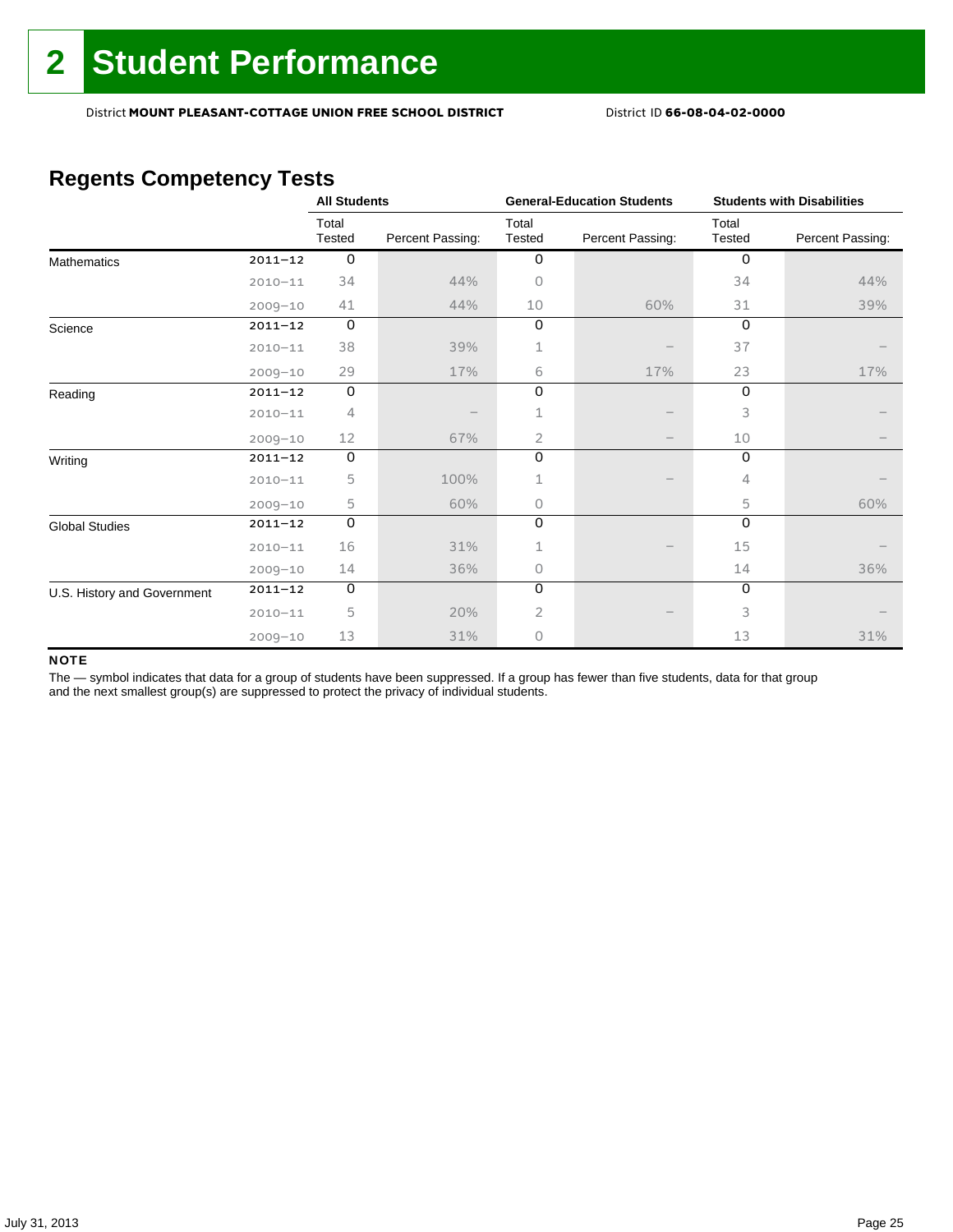# 2 Student Performance

District **MOUNT PLEASANT-COTTAGE UNION FREE SCHOOL DISTRICT** District ID **66-08-04-02-0000**

## Regents Competency Tests

| | | All Students | | General-Education Students | | Students with Disabilities | |
|---|---|---|---|---|---|---|---|
| | | Total Tested | Percent Passing: | Total Tested | Percent Passing: | Total Tested | Percent Passing: |
| Mathematics | 2011–12 | 0 | | 0 | | 0 | |
| | 2010–11 | 34 | 44% | 0 | | 34 | 44% |
| | 2009–10 | 41 | 44% | 10 | 60% | 31 | 39% |
| Science | 2011–12 | 0 | | 0 | | 0 | |
| | 2010–11 | 38 | 39% | 1 | – | 37 | – |
| | 2009–10 | 29 | 17% | 6 | 17% | 23 | 17% |
| Reading | 2011–12 | 0 | | 0 | | 0 | |
| | 2010–11 | 4 | – | 1 | – | 3 | – |
| | 2009–10 | 12 | 67% | 2 | – | 10 | – |
| Writing | 2011–12 | 0 | | 0 | | 0 | |
| | 2010–11 | 5 | 100% | 1 | – | 4 | – |
| | 2009–10 | 5 | 60% | 0 | | 5 | 60% |
| Global Studies | 2011–12 | 0 | | 0 | | 0 | |
| | 2010–11 | 16 | 31% | 1 | – | 15 | – |
| | 2009–10 | 14 | 36% | 0 | | 14 | 36% |
| U.S. History and Government | 2011–12 | 0 | | 0 | | 0 | |
| | 2010–11 | 5 | 20% | 2 | – | 3 | – |
| | 2009–10 | 13 | 31% | 0 | | 13 | 31% |

**NOTE**

The — symbol indicates that data for a group of students have been suppressed. If a group has fewer than five students, data for that group and the next smallest group(s) are suppressed to protect the privacy of individual students.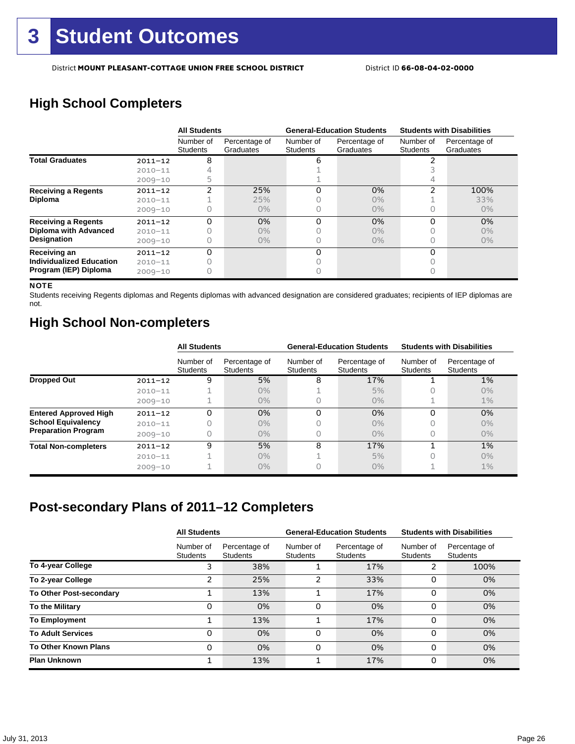# 3 Student Outcomes

District **MOUNT PLEASANT-COTTAGE UNION FREE SCHOOL DISTRICT** District ID **66-08-04-02-0000**

## High School Completers

| | | All Students | | General-Education Students | | Students with Disabilities | |
|---|---|---|---|---|---|---|---|
| | | Number of Students | Percentage of Graduates | Number of Students | Percentage of Graduates | Number of Students | Percentage of Graduates |
| **Total Graduates** | 2011–12 | 8 | | 6 | | 2 | |
| | 2010–11 | 4 | | 1 | | 3 | |
| | 2009–10 | 5 | | 1 | | 4 | |
| **Receiving a Regents Diploma** | 2011–12 | 2 | 25% | 0 | 0% | 2 | 100% |
| | 2010–11 | 1 | 25% | 0 | 0% | 1 | 33% |
| | 2009–10 | 0 | 0% | 0 | 0% | 0 | 0% |
| **Receiving a Regents Diploma with Advanced Designation** | 2011–12 | 0 | 0% | 0 | 0% | 0 | 0% |
| | 2010–11 | 0 | 0% | 0 | 0% | 0 | 0% |
| | 2009–10 | 0 | 0% | 0 | 0% | 0 | 0% |
| **Receiving an Individualized Education Program (IEP) Diploma** | 2011–12 | 0 | | 0 | | 0 | |
| | 2010–11 | 0 | | 0 | | 0 | |
| | 2009–10 | 0 | | 0 | | 0 | |

**NOTE**

Students receiving Regents diplomas and Regents diplomas with advanced designation are considered graduates; recipients of IEP diplomas are not.

## High School Non-completers

| | | All Students | | General-Education Students | | Students with Disabilities | |
|---|---|---|---|---|---|---|---|
| | | Number of Students | Percentage of Students | Number of Students | Percentage of Students | Number of Students | Percentage of Students |
| **Dropped Out** | 2011–12 | 9 | 5% | 8 | 17% | 1 | 1% |
| | 2010–11 | 1 | 0% | 1 | 5% | 0 | 0% |
| | 2009–10 | 1 | 0% | 0 | 0% | 1 | 1% |
| **Entered Approved High School Equivalency Preparation Program** | 2011–12 | 0 | 0% | 0 | 0% | 0 | 0% |
| | 2010–11 | 0 | 0% | 0 | 0% | 0 | 0% |
| | 2009–10 | 0 | 0% | 0 | 0% | 0 | 0% |
| **Total Non-completers** | 2011–12 | 9 | 5% | 8 | 17% | 1 | 1% |
| | 2010–11 | 1 | 0% | 1 | 5% | 0 | 0% |
| | 2009–10 | 1 | 0% | 0 | 0% | 1 | 1% |

## Post-secondary Plans of 2011–12 Completers

| | All Students | | General-Education Students | | Students with Disabilities | |
|---|---|---|---|---|---|---|
| | Number of Students | Percentage of Students | Number of Students | Percentage of Students | Number of Students | Percentage of Students |
| **To 4-year College** | 3 | 38% | 1 | 17% | 2 | 100% |
| **To 2-year College** | 2 | 25% | 2 | 33% | 0 | 0% |
| **To Other Post-secondary** | 1 | 13% | 1 | 17% | 0 | 0% |
| **To the Military** | 0 | 0% | 0 | 0% | 0 | 0% |
| **To Employment** | 1 | 13% | 1 | 17% | 0 | 0% |
| **To Adult Services** | 0 | 0% | 0 | 0% | 0 | 0% |
| **To Other Known Plans** | 0 | 0% | 0 | 0% | 0 | 0% |
| **Plan Unknown** | 1 | 13% | 1 | 17% | 0 | 0% |

July 31, 2013